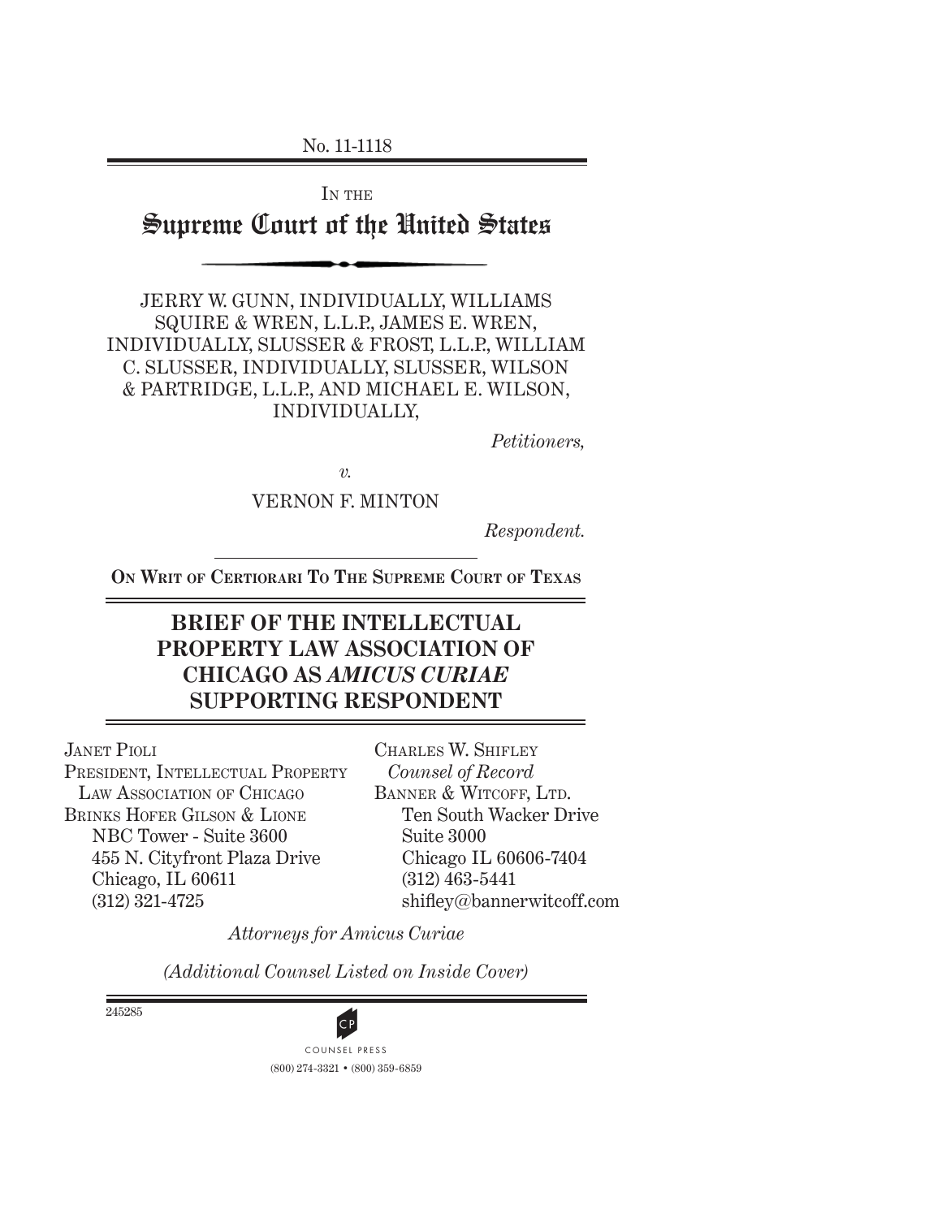No. 11-1118

IN THE

# Supreme Court of the United States

JERRY W. GUNN, INDIVIDUALLY, WILLIAMS SQUIRE & WREN, L.L.P., JAMES E. WREN, INDIVIDUALLY, SLUSSER & FROST, L.L.P., WILLIAM C. SLUSSER, INDIVIDUALLY, SLUSSER, WILSON & PARTRIDGE, L.L.P., AND MICHAEL E. WILSON, INDIVIDUALLY,

*Petitioners,*

*v.*

VERNON F. MINTON

*Respondent.*

**ON WRIT OF CERTIORARI TO THE SUPREME COURT OF TEXAS**

## BRIEF OF THE INTELLECTUAL PROPERTY LAW ASSOCIATION OF CHICAGO AS *AMICUS CURIAE* SUPPORTING RESPONDENT

JANET PIOLI
PRESIDENT, INTELLECTUAL PROPERTY LAW ASSOCIATION OF CHICAGO
BRINKS HOFER GILSON & LIONE
NBC Tower - Suite 3600
455 N. Cityfront Plaza Drive
Chicago, IL 60611
(312) 321-4725

CHARLES W. SHIFLEY
*Counsel of Record*
BANNER & WITCOFF, LTD.
Ten South Wacker Drive
Suite 3000
Chicago IL 60606-7404
(312) 463-5441
shifley@bannerwitcoff.com

*Attorneys for Amicus Curiae*

*(Additional Counsel Listed on Inside Cover)*

245285

COUNSEL PRESS
(800) 274-3321 • (800) 359-6859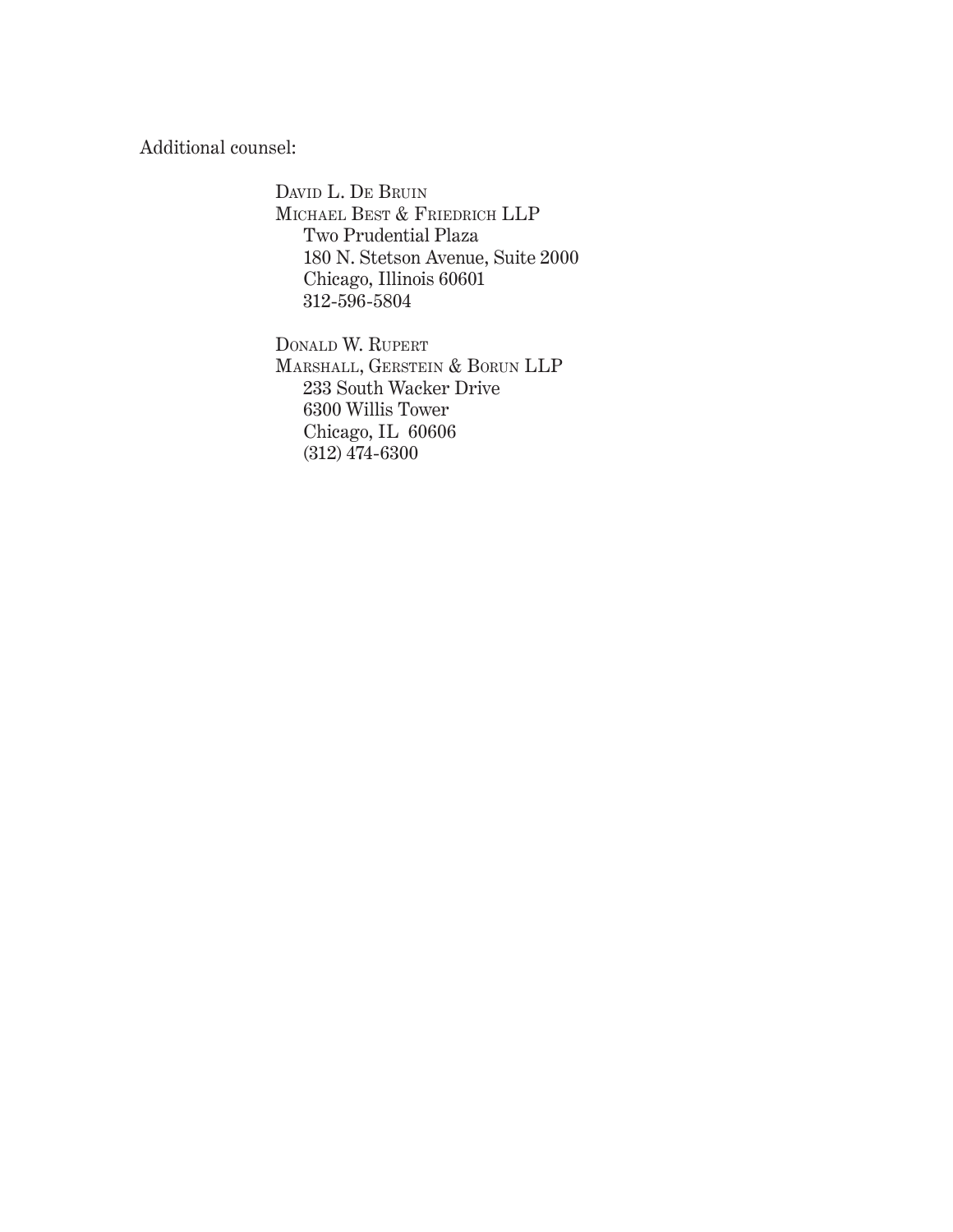Additional counsel:

David L. De Bruin
Michael Best & Friedrich LLP
Two Prudential Plaza
180 N. Stetson Avenue, Suite 2000
Chicago, Illinois 60601
312-596-5804

Donald W. Rupert
Marshall, Gerstein & Borun LLP
233 South Wacker Drive
6300 Willis Tower
Chicago, IL 60606
(312) 474-6300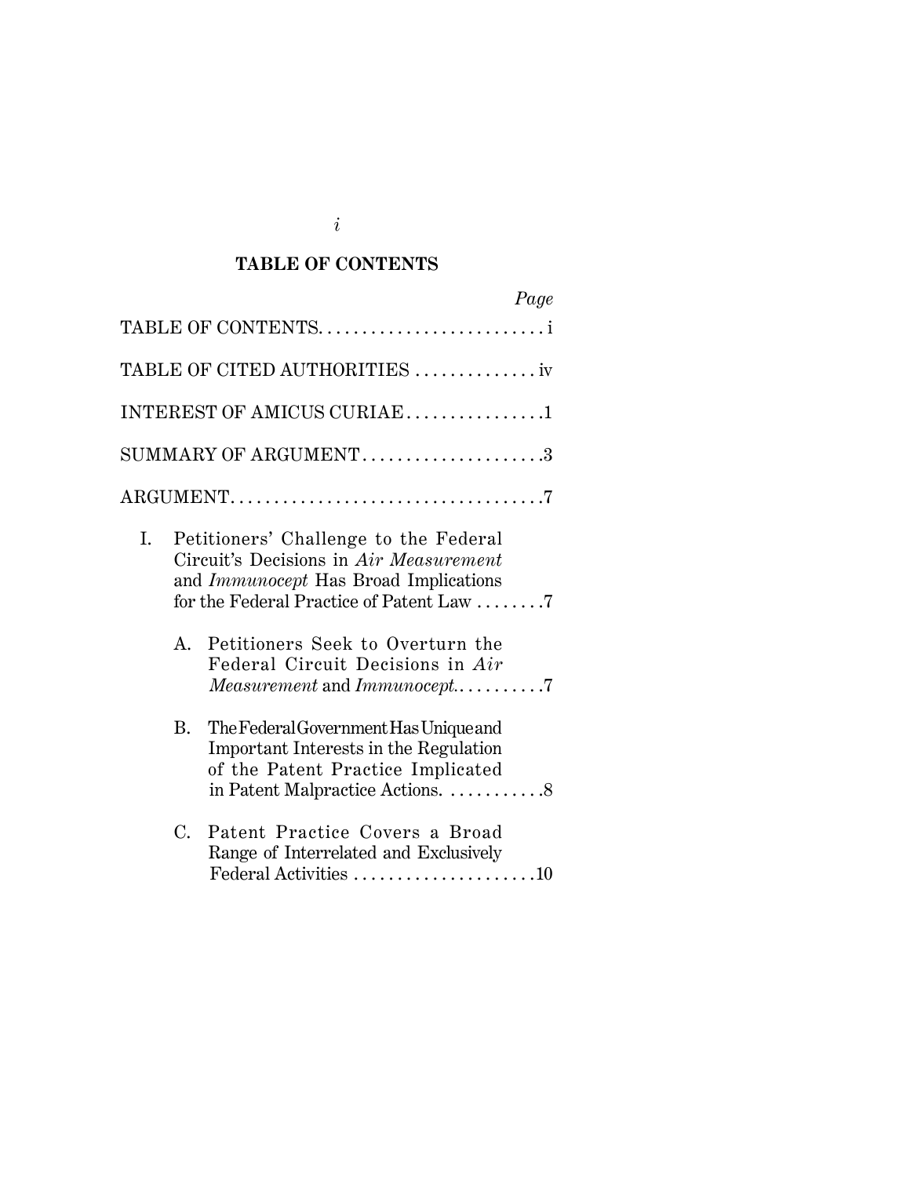## TABLE OF CONTENTS

| | Page |
|---|---|
| TABLE OF CONTENTS | i |
| TABLE OF CITED AUTHORITIES | iv |
| INTEREST OF AMICUS CURIAE | 1 |
| SUMMARY OF ARGUMENT | 3 |
| ARGUMENT | 7 |
| I. Petitioners' Challenge to the Federal Circuit's Decisions in *Air Measurement* and *Immunocept* Has Broad Implications for the Federal Practice of Patent Law | 7 |
| A. Petitioners Seek to Overturn the Federal Circuit Decisions in *Air Measurement* and *Immunocept* | 7 |
| B. The Federal Government Has Unique and Important Interests in the Regulation of the Patent Practice Implicated in Patent Malpractice Actions. | 8 |
| C. Patent Practice Covers a Broad Range of Interrelated and Exclusively Federal Activities | 10 |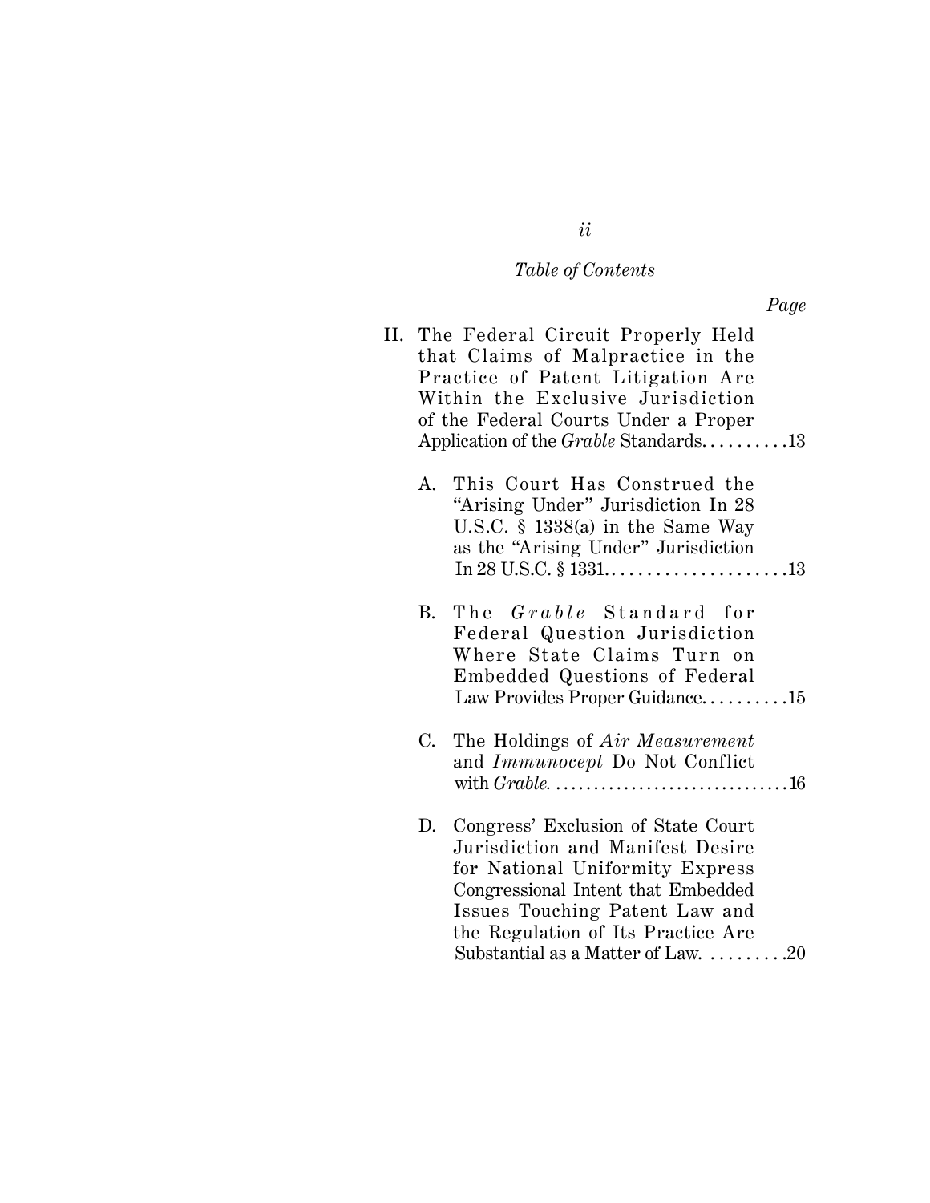*Table of Contents*

*Page*

II. The Federal Circuit Properly Held that Claims of Malpractice in the Practice of Patent Litigation Are Within the Exclusive Jurisdiction of the Federal Courts Under a Proper Application of the *Grable* Standards. . . . . . . . . .13

   A. This Court Has Construed the "Arising Under" Jurisdiction In 28 U.S.C. § 1338(a) in the Same Way as the "Arising Under" Jurisdiction In 28 U.S.C. § 1331. . . . . . . . . . . . . . . . . . . . .13

   B. The *Grable* Standard for Federal Question Jurisdiction Where State Claims Turn on Embedded Questions of Federal Law Provides Proper Guidance. . . . . . . . . .15

   C. The Holdings of *Air Measurement* and *Immunocept* Do Not Conflict with *Grable*. . . . . . . . . . . . . . . . . . . . . . . . . . . . . . .16

   D. Congress' Exclusion of State Court Jurisdiction and Manifest Desire for National Uniformity Express Congressional Intent that Embedded Issues Touching Patent Law and the Regulation of Its Practice Are Substantial as a Matter of Law. . . . . . . . .20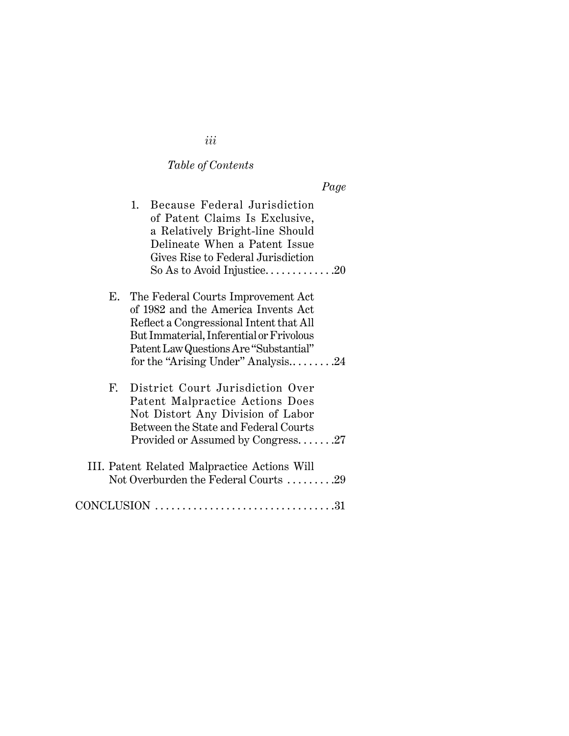*Table of Contents*

*Page*

1. Because Federal Jurisdiction of Patent Claims Is Exclusive, a Relatively Bright-line Should Delineate When a Patent Issue Gives Rise to Federal Jurisdiction So As to Avoid Injustice. . . . . . . . . . . . .20

E. The Federal Courts Improvement Act of 1982 and the America Invents Act Reflect a Congressional Intent that All But Immaterial, Inferential or Frivolous Patent Law Questions Are "Substantial" for the "Arising Under" Analysis. . . . . . . . .24

F. District Court Jurisdiction Over Patent Malpractice Actions Does Not Distort Any Division of Labor Between the State and Federal Courts Provided or Assumed by Congress. . . . . . .27

III. Patent Related Malpractice Actions Will Not Overburden the Federal Courts . . . . . . . . .29

CONCLUSION . . . . . . . . . . . . . . . . . . . . . . . . . . . . . . . . .31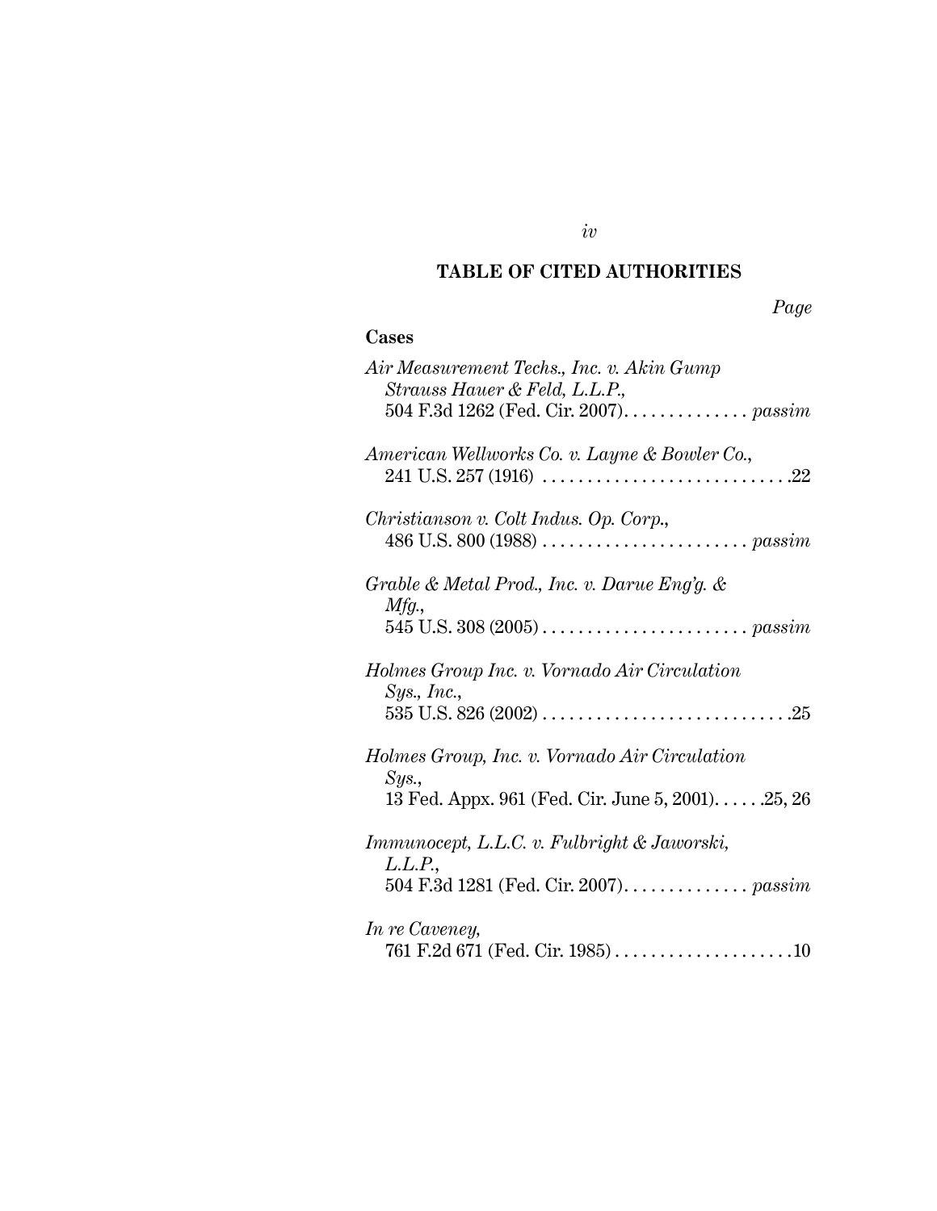## TABLE OF CITED AUTHORITIES

*Page*

### Cases

*Air Measurement Techs., Inc. v. Akin Gump Strauss Hauer & Feld, L.L.P.*, 504 F.3d 1262 (Fed. Cir. 2007). . . . . . . . . . . . . . *passim*

*American Wellworks Co. v. Layne & Bowler Co.*, 241 U.S. 257 (1916) . . . . . . . . . . . . . . . . . . . . . . . . . . . .22

*Christianson v. Colt Indus. Op. Corp.*, 486 U.S. 800 (1988) . . . . . . . . . . . . . . . . . . . . . . . *passim*

*Grable & Metal Prod., Inc. v. Darue Eng'g. & Mfg.*, 545 U.S. 308 (2005) . . . . . . . . . . . . . . . . . . . . . . . *passim*

*Holmes Group Inc. v. Vornado Air Circulation Sys., Inc.*, 535 U.S. 826 (2002) . . . . . . . . . . . . . . . . . . . . . . . . . . . .25

*Holmes Group, Inc. v. Vornado Air Circulation Sys.*, 13 Fed. Appx. 961 (Fed. Cir. June 5, 2001). . . . . .25, 26

*Immunocept, L.L.C. v. Fulbright & Jaworski, L.L.P.*, 504 F.3d 1281 (Fed. Cir. 2007). . . . . . . . . . . . . . *passim*

*In re Caveney*, 761 F.2d 671 (Fed. Cir. 1985) . . . . . . . . . . . . . . . . . . . .10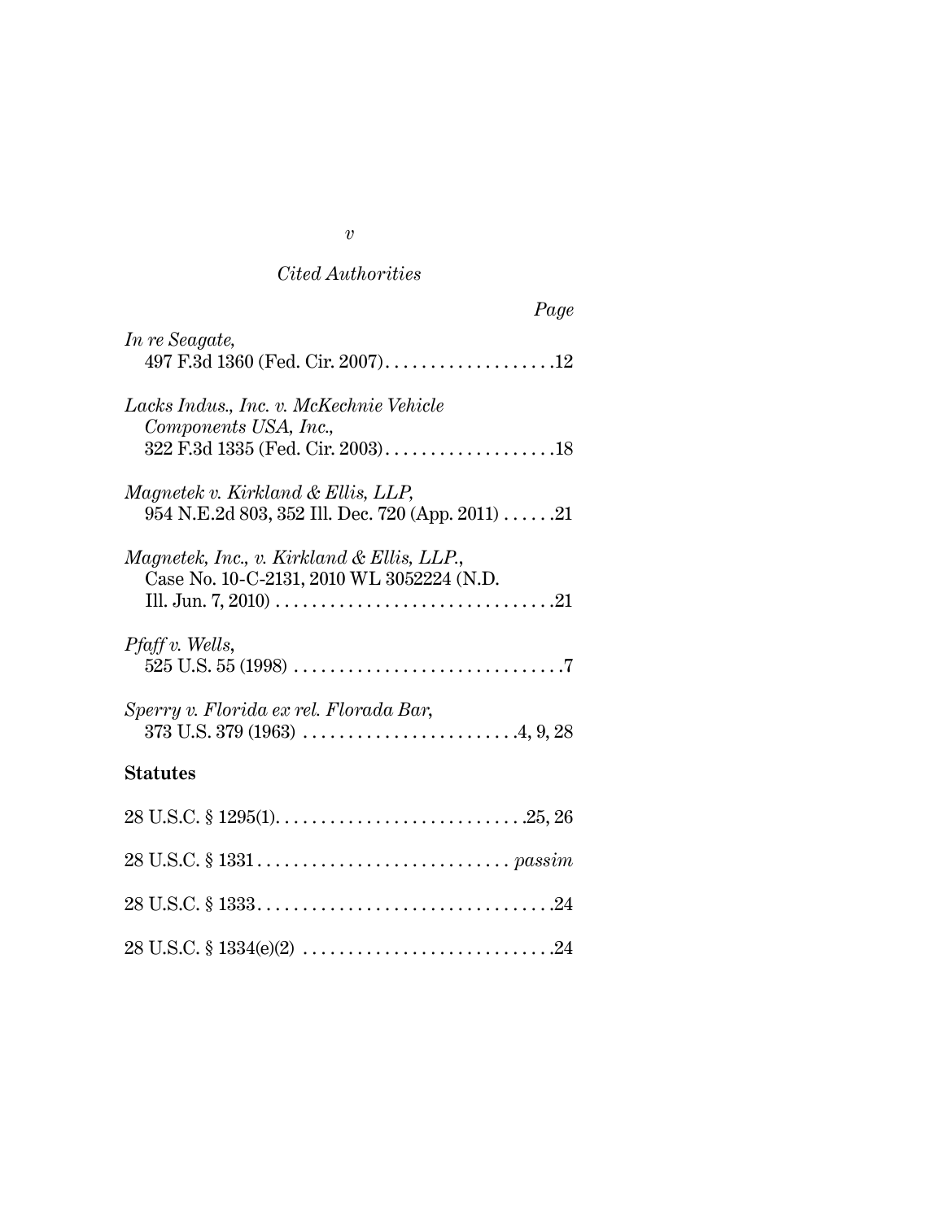*Cited Authorities*

*Page*

*In re Seagate*,
497 F.3d 1360 (Fed. Cir. 2007) . . . . . . . . . . . . . . . . . . .12

*Lacks Indus., Inc. v. McKechnie Vehicle Components USA, Inc.*,
322 F.3d 1335 (Fed. Cir. 2003) . . . . . . . . . . . . . . . . . . .18

*Magnetek v. Kirkland & Ellis, LLP*,
954 N.E.2d 803, 352 Ill. Dec. 720 (App. 2011) . . . . . .21

*Magnetek, Inc., v. Kirkland & Ellis, LLP.*,
Case No. 10-C-2131, 2010 WL 3052224 (N.D. Ill. Jun. 7, 2010) . . . . . . . . . . . . . . . . . . . . . . . . . . . . . . .21

*Pfaff v. Wells*,
525 U.S. 55 (1998) . . . . . . . . . . . . . . . . . . . . . . . . . . . . . .7

*Sperry v. Florida ex rel. Florada Bar*,
373 U.S. 379 (1963) . . . . . . . . . . . . . . . . . . . . . . . .4, 9, 28

**Statutes**

28 U.S.C. § 1295(1). . . . . . . . . . . . . . . . . . . . . . . . . . . .25, 26

28 U.S.C. § 1331 . . . . . . . . . . . . . . . . . . . . . . . . . . . . *passim*

28 U.S.C. § 1333. . . . . . . . . . . . . . . . . . . . . . . . . . . . . . . . .24

28 U.S.C. § 1334(e)(2) . . . . . . . . . . . . . . . . . . . . . . . . . . . .24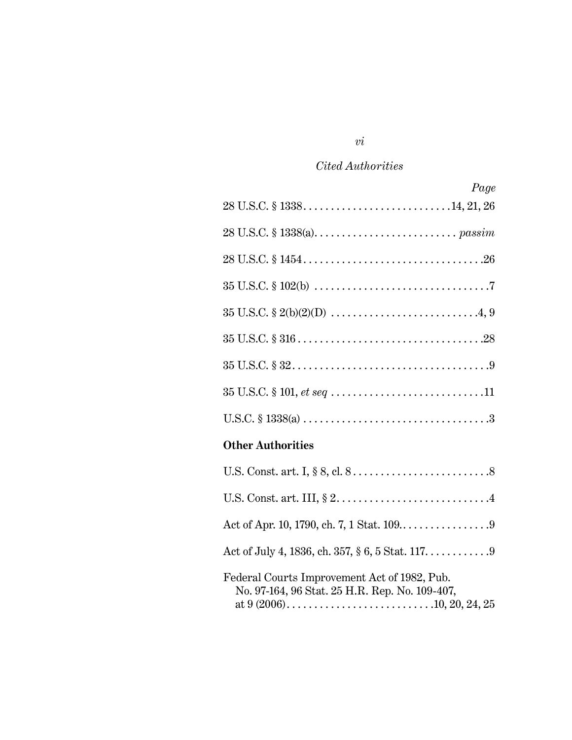*Cited Authorities*

| | *Page* |
|---|---|
| 28 U.S.C. § 1338 | 14, 21, 26 |
| 28 U.S.C. § 1338(a) | *passim* |
| 28 U.S.C. § 1454 | 26 |
| 35 U.S.C. § 102(b) | 7 |
| 35 U.S.C. § 2(b)(2)(D) | 4, 9 |
| 35 U.S.C. § 316 | 28 |
| 35 U.S.C. § 32 | 9 |
| 35 U.S.C. § 101, *et seq* | 11 |
| U.S.C. § 1338(a) | 3 |

**Other Authorities**

| | |
|---|---|
| U.S. Const. art. I, § 8, cl. 8 | 8 |
| U.S. Const. art. III, § 2 | 4 |
| Act of Apr. 10, 1790, ch. 7, 1 Stat. 109. | 9 |
| Act of July 4, 1836, ch. 357, § 6, 5 Stat. 117. | 9 |
| Federal Courts Improvement Act of 1982, Pub. No. 97-164, 96 Stat. 25 H.R. Rep. No. 109-407, at 9 (2006) | 10, 20, 24, 25 |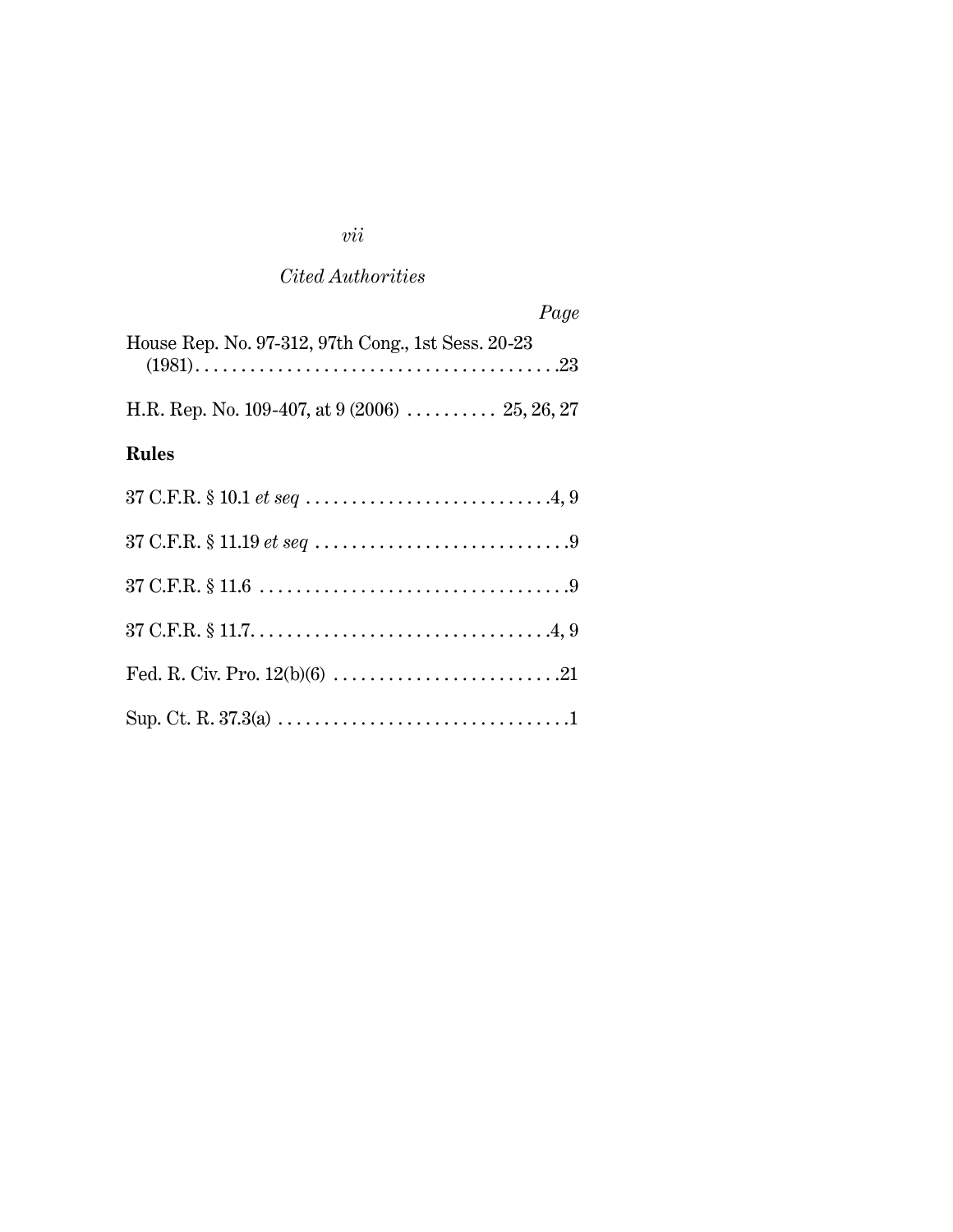*Cited Authorities*

*Page*

House Rep. No. 97-312, 97th Cong., 1st Sess. 20-23 (1981) . . . . . . . . . . . . . . . . . . . . . . . . . . . . . . . . . . . . . . . .23

H.R. Rep. No. 109-407, at 9 (2006) . . . . . . . . . . 25, 26, 27

**Rules**

37 C.F.R. § 10.1 *et seq* . . . . . . . . . . . . . . . . . . . . . . . . . . .4, 9

37 C.F.R. § 11.19 *et seq* . . . . . . . . . . . . . . . . . . . . . . . . . . . .9

37 C.F.R. § 11.6 . . . . . . . . . . . . . . . . . . . . . . . . . . . . . . . . . .9

37 C.F.R. § 11.7. . . . . . . . . . . . . . . . . . . . . . . . . . . . . . . . .4, 9

Fed. R. Civ. Pro. 12(b)(6) . . . . . . . . . . . . . . . . . . . . . . . . .21

Sup. Ct. R. 37.3(a) . . . . . . . . . . . . . . . . . . . . . . . . . . . . . . . .1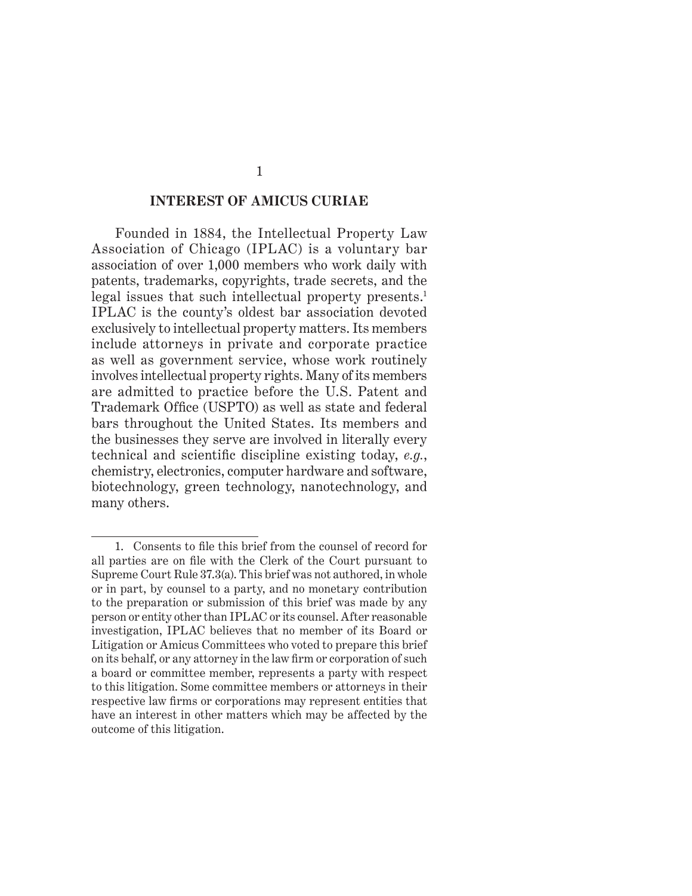## INTEREST OF AMICUS CURIAE

Founded in 1884, the Intellectual Property Law Association of Chicago (IPLAC) is a voluntary bar association of over 1,000 members who work daily with patents, trademarks, copyrights, trade secrets, and the legal issues that such intellectual property presents.[1] IPLAC is the county's oldest bar association devoted exclusively to intellectual property matters. Its members include attorneys in private and corporate practice as well as government service, whose work routinely involves intellectual property rights. Many of its members are admitted to practice before the U.S. Patent and Trademark Office (USPTO) as well as state and federal bars throughout the United States. Its members and the businesses they serve are involved in literally every technical and scientific discipline existing today, *e.g.*, chemistry, electronics, computer hardware and software, biotechnology, green technology, nanotechnology, and many others.

---

1. Consents to file this brief from the counsel of record for all parties are on file with the Clerk of the Court pursuant to Supreme Court Rule 37.3(a). This brief was not authored, in whole or in part, by counsel to a party, and no monetary contribution to the preparation or submission of this brief was made by any person or entity other than IPLAC or its counsel. After reasonable investigation, IPLAC believes that no member of its Board or Litigation or Amicus Committees who voted to prepare this brief on its behalf, or any attorney in the law firm or corporation of such a board or committee member, represents a party with respect to this litigation. Some committee members or attorneys in their respective law firms or corporations may represent entities that have an interest in other matters which may be affected by the outcome of this litigation.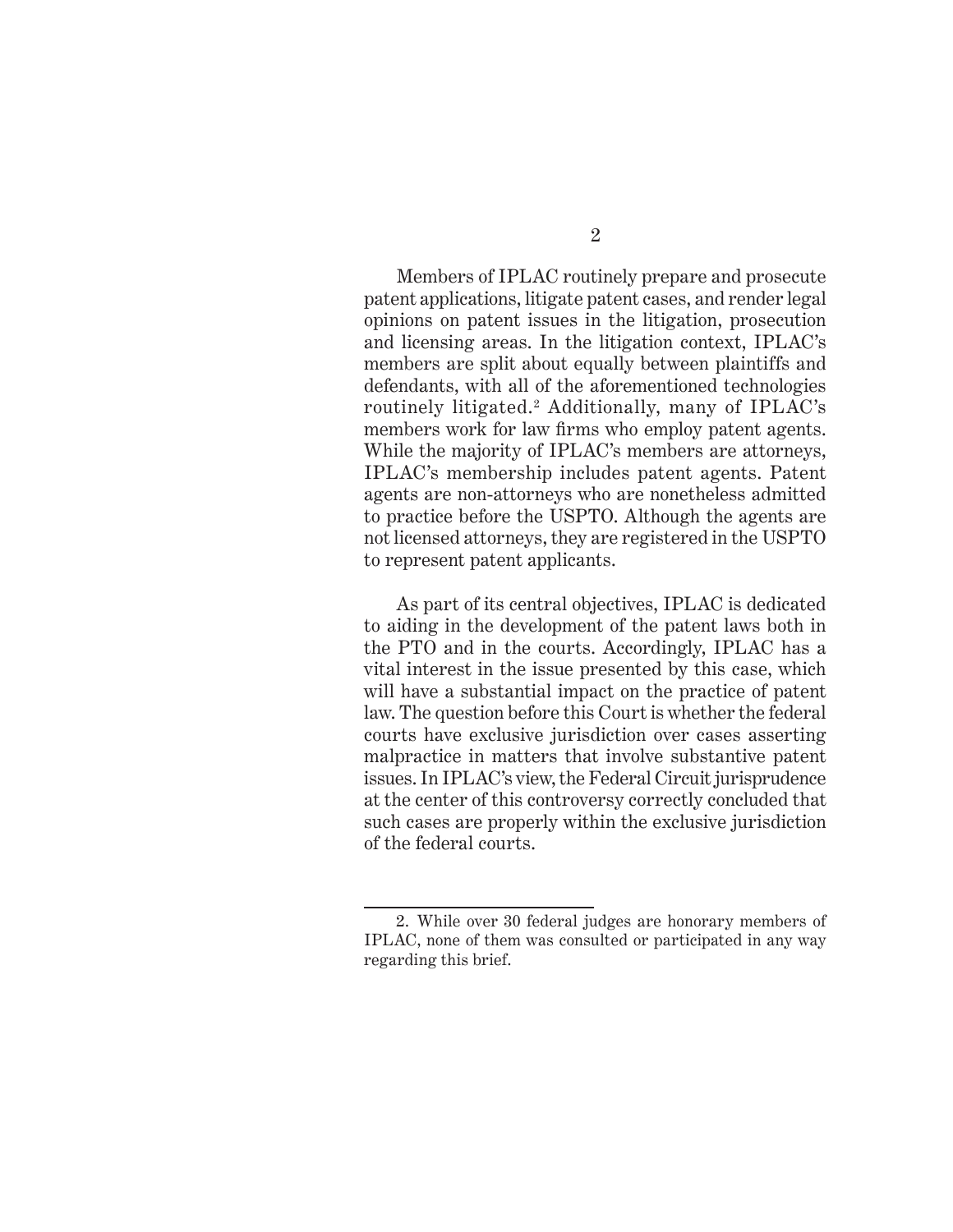Members of IPLAC routinely prepare and prosecute patent applications, litigate patent cases, and render legal opinions on patent issues in the litigation, prosecution and licensing areas. In the litigation context, IPLAC's members are split about equally between plaintiffs and defendants, with all of the aforementioned technologies routinely litigated.[2] Additionally, many of IPLAC's members work for law firms who employ patent agents. While the majority of IPLAC's members are attorneys, IPLAC's membership includes patent agents. Patent agents are non-attorneys who are nonetheless admitted to practice before the USPTO. Although the agents are not licensed attorneys, they are registered in the USPTO to represent patent applicants.

As part of its central objectives, IPLAC is dedicated to aiding in the development of the patent laws both in the PTO and in the courts. Accordingly, IPLAC has a vital interest in the issue presented by this case, which will have a substantial impact on the practice of patent law. The question before this Court is whether the federal courts have exclusive jurisdiction over cases asserting malpractice in matters that involve substantive patent issues. In IPLAC's view, the Federal Circuit jurisprudence at the center of this controversy correctly concluded that such cases are properly within the exclusive jurisdiction of the federal courts.

---

2. While over 30 federal judges are honorary members of IPLAC, none of them was consulted or participated in any way regarding this brief.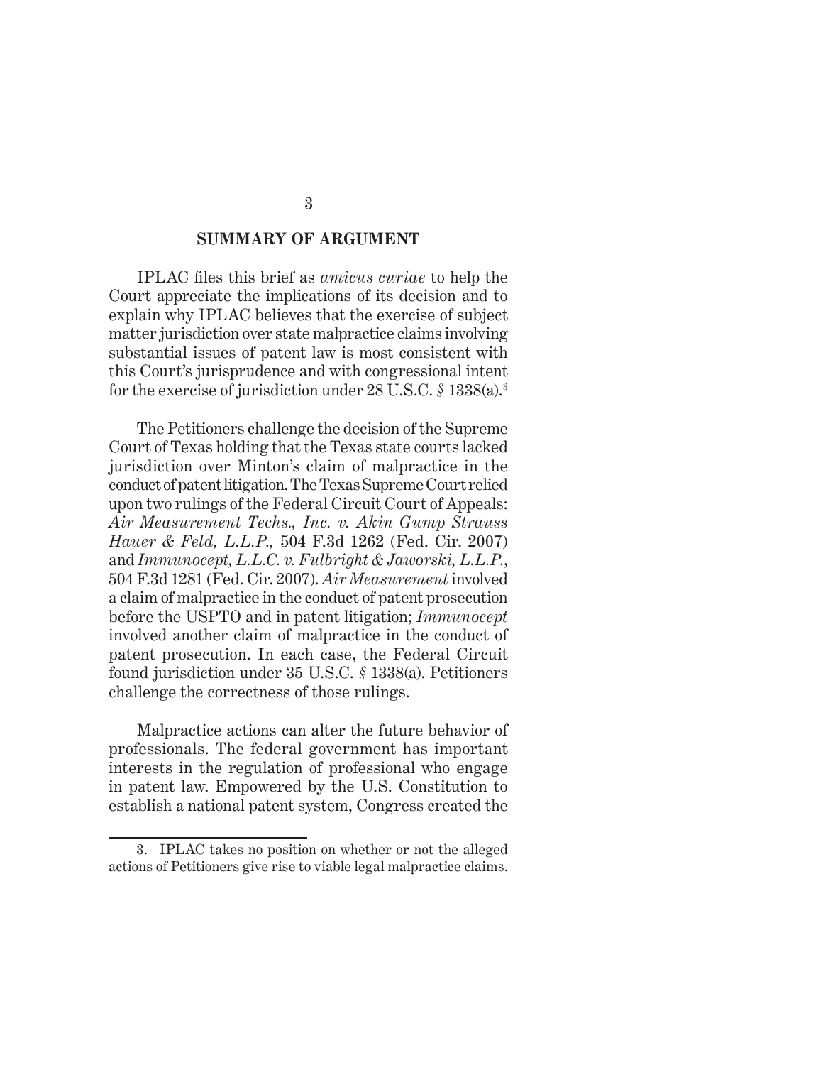## SUMMARY OF ARGUMENT

IPLAC files this brief as *amicus curiae* to help the Court appreciate the implications of its decision and to explain why IPLAC believes that the exercise of subject matter jurisdiction over state malpractice claims involving substantial issues of patent law is most consistent with this Court's jurisprudence and with congressional intent for the exercise of jurisdiction under 28 U.S.C. § 1338(a).[3]

The Petitioners challenge the decision of the Supreme Court of Texas holding that the Texas state courts lacked jurisdiction over Minton's claim of malpractice in the conduct of patent litigation. The Texas Supreme Court relied upon two rulings of the Federal Circuit Court of Appeals: *Air Measurement Techs., Inc. v. Akin Gump Strauss Hauer & Feld, L.L.P.,* 504 F.3d 1262 (Fed. Cir. 2007) and *Immunocept, L.L.C. v. Fulbright & Jaworski, L.L.P.,* 504 F.3d 1281 (Fed. Cir. 2007). *Air Measurement* involved a claim of malpractice in the conduct of patent prosecution before the USPTO and in patent litigation; *Immunocept* involved another claim of malpractice in the conduct of patent prosecution. In each case, the Federal Circuit found jurisdiction under 35 U.S.C. § 1338(a). Petitioners challenge the correctness of those rulings.

Malpractice actions can alter the future behavior of professionals. The federal government has important interests in the regulation of professional who engage in patent law. Empowered by the U.S. Constitution to establish a national patent system, Congress created the

---

3. IPLAC takes no position on whether or not the alleged actions of Petitioners give rise to viable legal malpractice claims.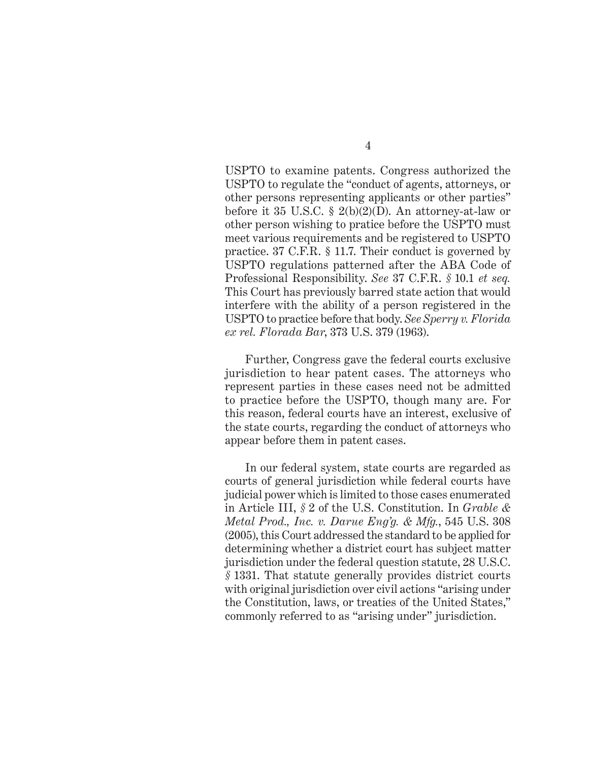USPTO to examine patents. Congress authorized the USPTO to regulate the "conduct of agents, attorneys, or other persons representing applicants or other parties" before it 35 U.S.C. § 2(b)(2)(D). An attorney-at-law or other person wishing to pratice before the USPTO must meet various requirements and be registered to USPTO practice. 37 C.F.R. § 11.7. Their conduct is governed by USPTO regulations patterned after the ABA Code of Professional Responsibility. *See* 37 C.F.R. *§* 10.1 *et seq.* This Court has previously barred state action that would interfere with the ability of a person registered in the USPTO to practice before that body. *See Sperry v. Florida ex rel. Florada Bar*, 373 U.S. 379 (1963).

Further, Congress gave the federal courts exclusive jurisdiction to hear patent cases. The attorneys who represent parties in these cases need not be admitted to practice before the USPTO, though many are. For this reason, federal courts have an interest, exclusive of the state courts, regarding the conduct of attorneys who appear before them in patent cases.

In our federal system, state courts are regarded as courts of general jurisdiction while federal courts have judicial power which is limited to those cases enumerated in Article III, *§* 2 of the U.S. Constitution. In *Grable & Metal Prod., Inc. v. Darue Eng'g. & Mfg.*, 545 U.S. 308 (2005), this Court addressed the standard to be applied for determining whether a district court has subject matter jurisdiction under the federal question statute, 28 U.S.C. *§* 1331. That statute generally provides district courts with original jurisdiction over civil actions "arising under the Constitution, laws, or treaties of the United States," commonly referred to as "arising under" jurisdiction.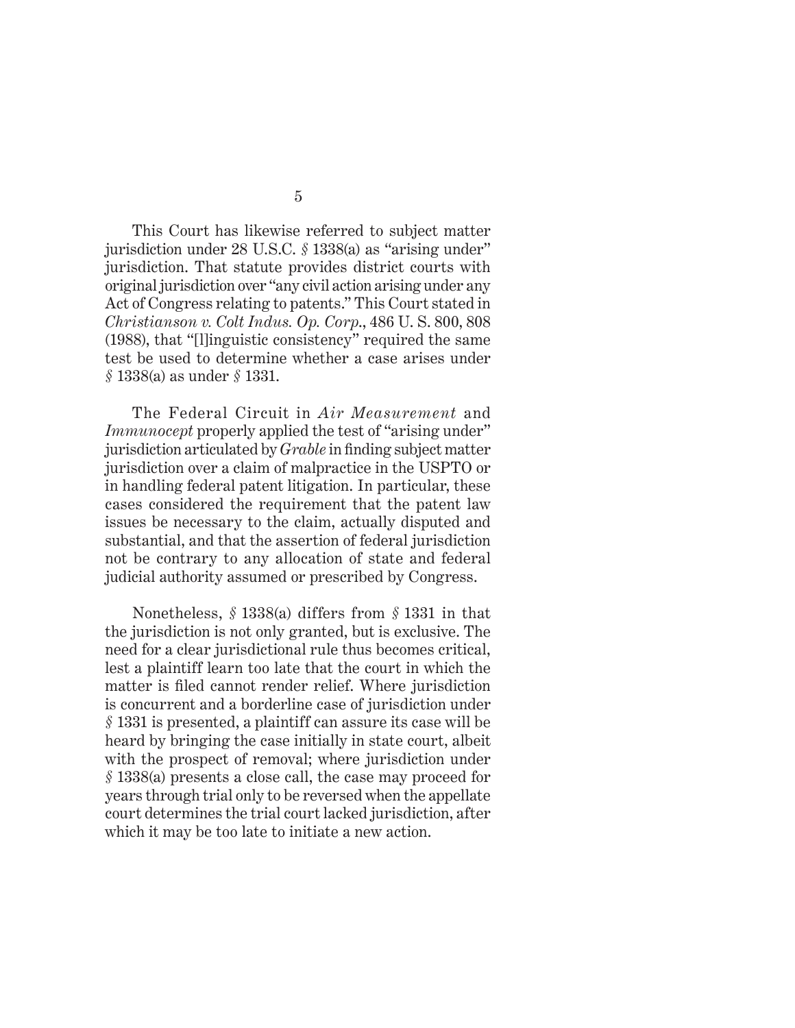This Court has likewise referred to subject matter jurisdiction under 28 U.S.C. § 1338(a) as "arising under" jurisdiction. That statute provides district courts with original jurisdiction over "any civil action arising under any Act of Congress relating to patents." This Court stated in *Christianson v. Colt Indus. Op. Corp.*, 486 U. S. 800, 808 (1988), that "[l]inguistic consistency" required the same test be used to determine whether a case arises under § 1338(a) as under § 1331.

The Federal Circuit in *Air Measurement* and *Immunocept* properly applied the test of "arising under" jurisdiction articulated by *Grable* in finding subject matter jurisdiction over a claim of malpractice in the USPTO or in handling federal patent litigation. In particular, these cases considered the requirement that the patent law issues be necessary to the claim, actually disputed and substantial, and that the assertion of federal jurisdiction not be contrary to any allocation of state and federal judicial authority assumed or prescribed by Congress.

Nonetheless, § 1338(a) differs from § 1331 in that the jurisdiction is not only granted, but is exclusive. The need for a clear jurisdictional rule thus becomes critical, lest a plaintiff learn too late that the court in which the matter is filed cannot render relief. Where jurisdiction is concurrent and a borderline case of jurisdiction under § 1331 is presented, a plaintiff can assure its case will be heard by bringing the case initially in state court, albeit with the prospect of removal; where jurisdiction under § 1338(a) presents a close call, the case may proceed for years through trial only to be reversed when the appellate court determines the trial court lacked jurisdiction, after which it may be too late to initiate a new action.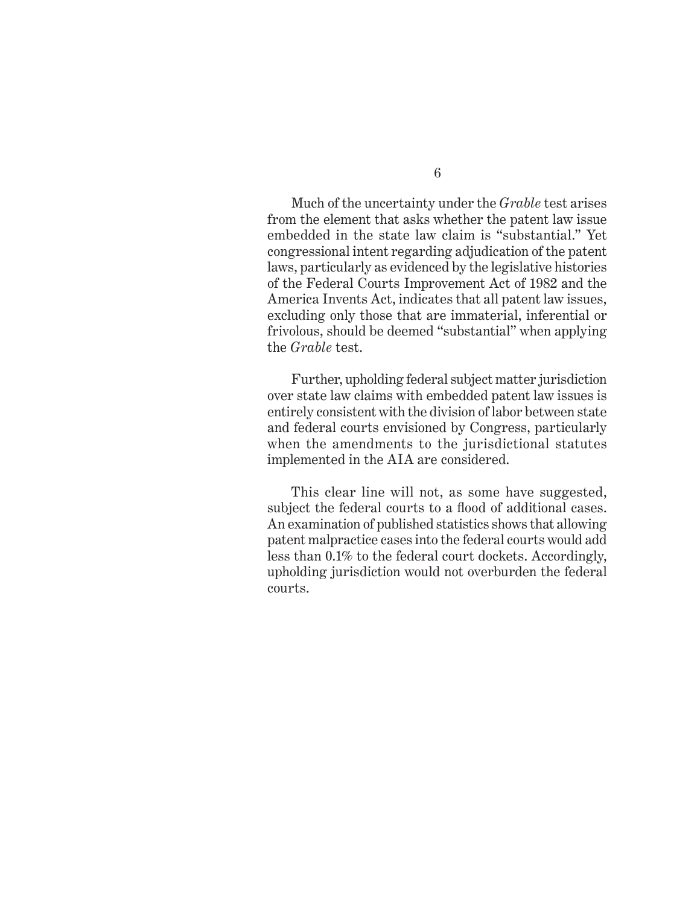Much of the uncertainty under the *Grable* test arises from the element that asks whether the patent law issue embedded in the state law claim is "substantial." Yet congressional intent regarding adjudication of the patent laws, particularly as evidenced by the legislative histories of the Federal Courts Improvement Act of 1982 and the America Invents Act, indicates that all patent law issues, excluding only those that are immaterial, inferential or frivolous, should be deemed "substantial" when applying the *Grable* test.

Further, upholding federal subject matter jurisdiction over state law claims with embedded patent law issues is entirely consistent with the division of labor between state and federal courts envisioned by Congress, particularly when the amendments to the jurisdictional statutes implemented in the AIA are considered.

This clear line will not, as some have suggested, subject the federal courts to a flood of additional cases. An examination of published statistics shows that allowing patent malpractice cases into the federal courts would add less than 0.1% to the federal court dockets. Accordingly, upholding jurisdiction would not overburden the federal courts.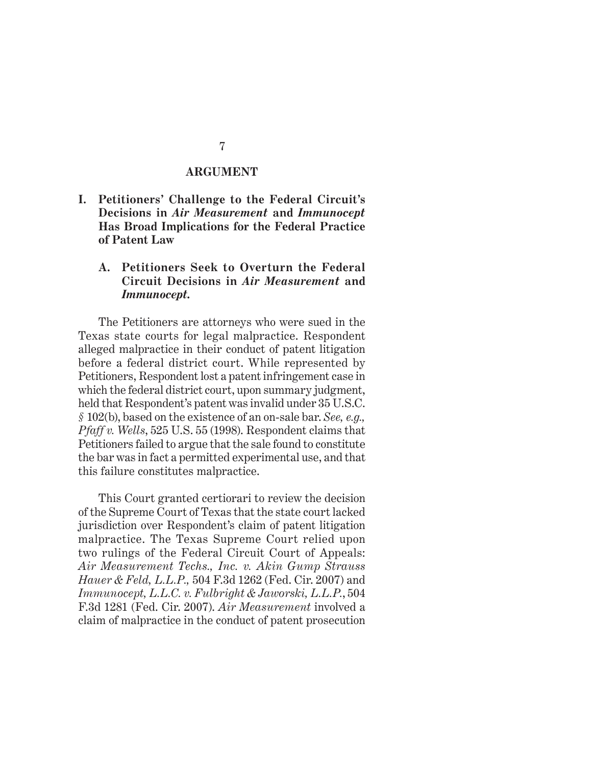## ARGUMENT

### I. Petitioners' Challenge to the Federal Circuit's Decisions in *Air Measurement* and *Immunocept* Has Broad Implications for the Federal Practice of Patent Law

#### A. Petitioners Seek to Overturn the Federal Circuit Decisions in *Air Measurement* and *Immunocept*.

The Petitioners are attorneys who were sued in the Texas state courts for legal malpractice. Respondent alleged malpractice in their conduct of patent litigation before a federal district court. While represented by Petitioners, Respondent lost a patent infringement case in which the federal district court, upon summary judgment, held that Respondent's patent was invalid under 35 U.S.C. § 102(b), based on the existence of an on-sale bar. *See, e.g., Pfaff v. Wells*, 525 U.S. 55 (1998). Respondent claims that Petitioners failed to argue that the sale found to constitute the bar was in fact a permitted experimental use, and that this failure constitutes malpractice.

This Court granted certiorari to review the decision of the Supreme Court of Texas that the state court lacked jurisdiction over Respondent's claim of patent litigation malpractice. The Texas Supreme Court relied upon two rulings of the Federal Circuit Court of Appeals: *Air Measurement Techs., Inc. v. Akin Gump Strauss Hauer & Feld, L.L.P.,* 504 F.3d 1262 (Fed. Cir. 2007) and *Immunocept, L.L.C. v. Fulbright & Jaworski, L.L.P.*, 504 F.3d 1281 (Fed. Cir. 2007). *Air Measurement* involved a claim of malpractice in the conduct of patent prosecution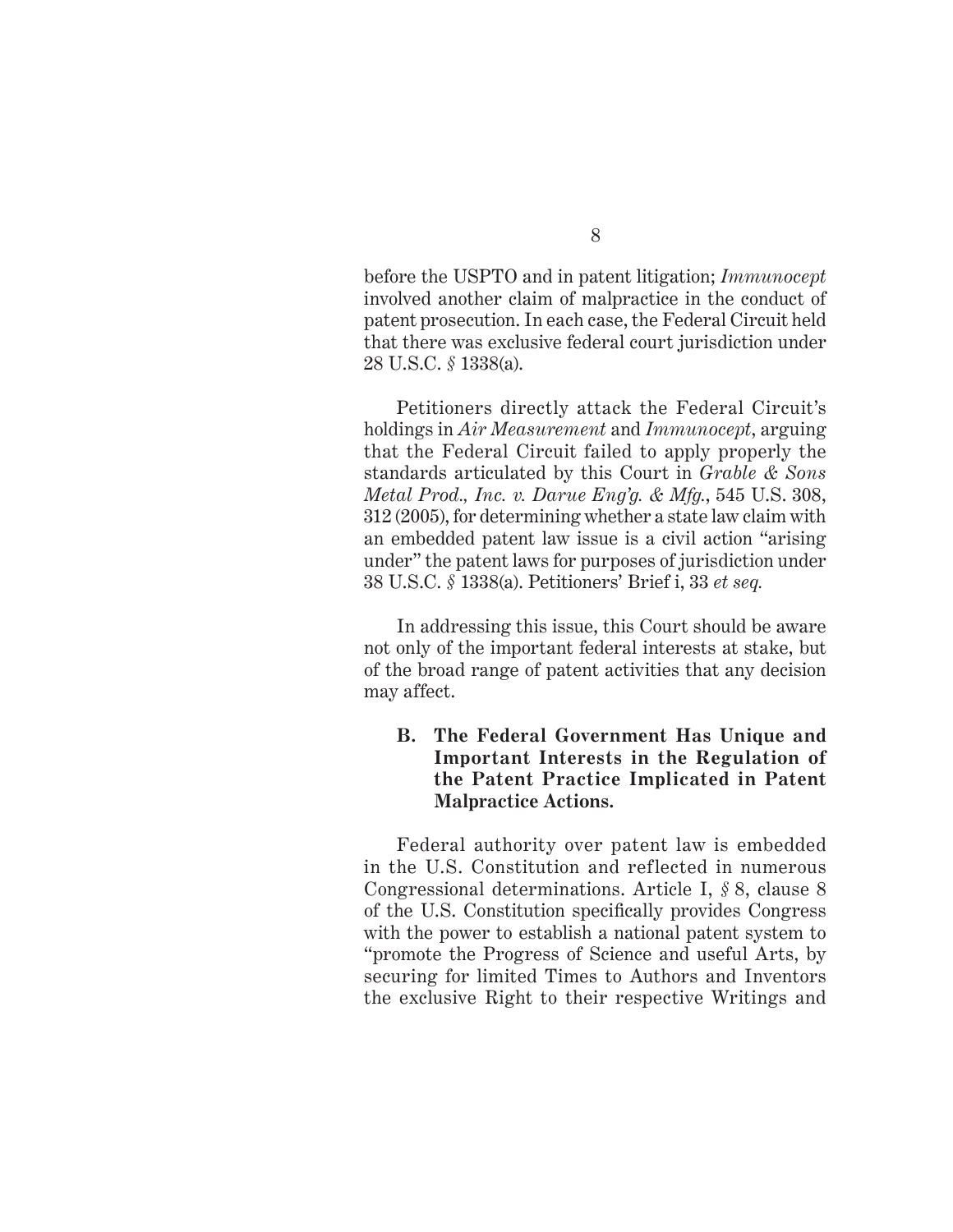before the USPTO and in patent litigation; *Immunocept* involved another claim of malpractice in the conduct of patent prosecution. In each case, the Federal Circuit held that there was exclusive federal court jurisdiction under 28 U.S.C. § 1338(a).

Petitioners directly attack the Federal Circuit's holdings in *Air Measurement* and *Immunocept*, arguing that the Federal Circuit failed to apply properly the standards articulated by this Court in *Grable & Sons Metal Prod., Inc. v. Darue Eng'g. & Mfg.*, 545 U.S. 308, 312 (2005), for determining whether a state law claim with an embedded patent law issue is a civil action "arising under" the patent laws for purposes of jurisdiction under 38 U.S.C. § 1338(a). Petitioners' Brief i, 33 *et seq.*

In addressing this issue, this Court should be aware not only of the important federal interests at stake, but of the broad range of patent activities that any decision may affect.

### B. The Federal Government Has Unique and Important Interests in the Regulation of the Patent Practice Implicated in Patent Malpractice Actions.

Federal authority over patent law is embedded in the U.S. Constitution and reflected in numerous Congressional determinations. Article I, § 8, clause 8 of the U.S. Constitution specifically provides Congress with the power to establish a national patent system to "promote the Progress of Science and useful Arts, by securing for limited Times to Authors and Inventors the exclusive Right to their respective Writings and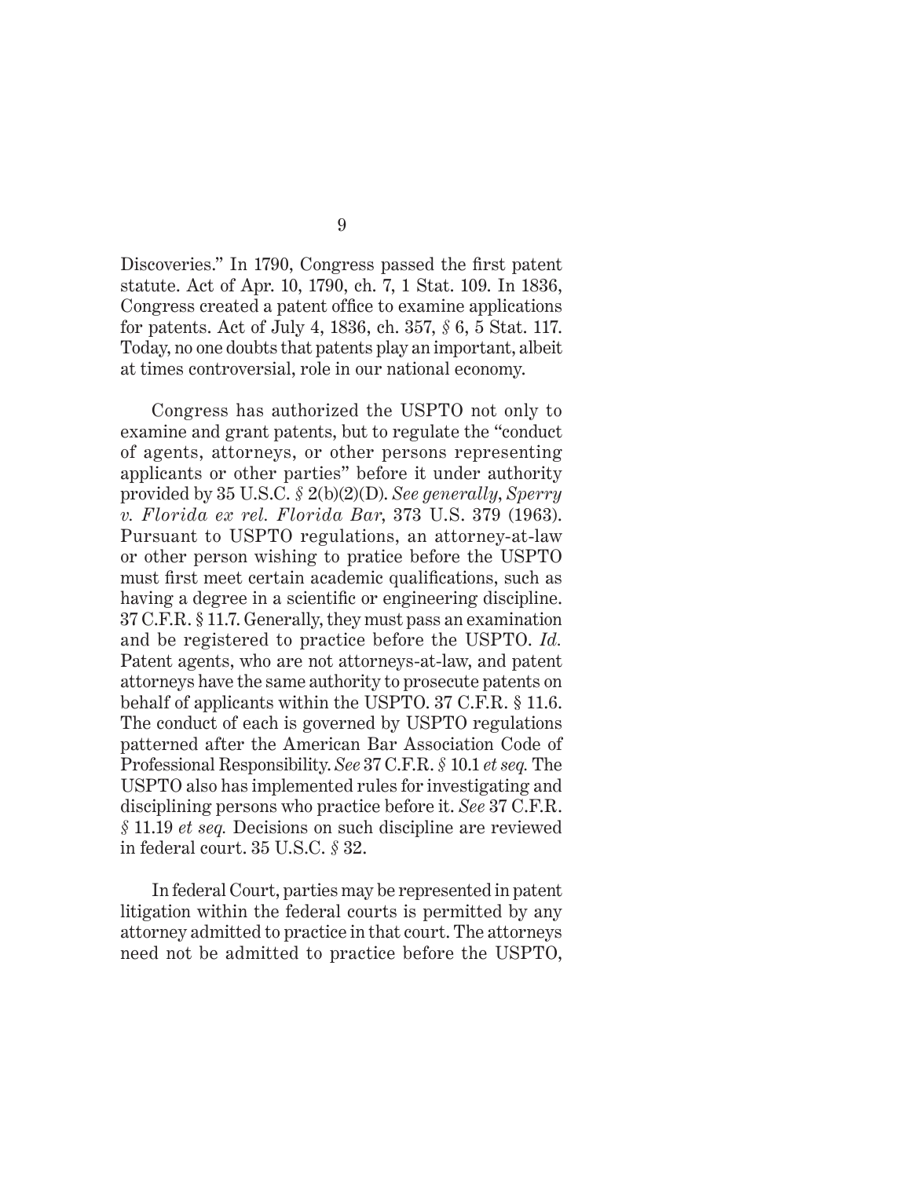Discoveries." In 1790, Congress passed the first patent statute. Act of Apr. 10, 1790, ch. 7, 1 Stat. 109. In 1836, Congress created a patent office to examine applications for patents. Act of July 4, 1836, ch. 357, *§* 6, 5 Stat. 117. Today, no one doubts that patents play an important, albeit at times controversial, role in our national economy.

Congress has authorized the USPTO not only to examine and grant patents, but to regulate the "conduct of agents, attorneys, or other persons representing applicants or other parties" before it under authority provided by 35 U.S.C. *§* 2(b)(2)(D). *See generally*, *Sperry v. Florida ex rel. Florida Bar*, 373 U.S. 379 (1963). Pursuant to USPTO regulations, an attorney-at-law or other person wishing to pratice before the USPTO must first meet certain academic qualifications, such as having a degree in a scientific or engineering discipline. 37 C.F.R. § 11.7. Generally, they must pass an examination and be registered to practice before the USPTO. *Id.* Patent agents, who are not attorneys-at-law, and patent attorneys have the same authority to prosecute patents on behalf of applicants within the USPTO. 37 C.F.R. § 11.6. The conduct of each is governed by USPTO regulations patterned after the American Bar Association Code of Professional Responsibility. *See* 37 C.F.R. *§* 10.1 *et seq.* The USPTO also has implemented rules for investigating and disciplining persons who practice before it. *See* 37 C.F.R. *§* 11.19 *et seq.* Decisions on such discipline are reviewed in federal court. 35 U.S.C. *§* 32.

In federal Court, parties may be represented in patent litigation within the federal courts is permitted by any attorney admitted to practice in that court. The attorneys need not be admitted to practice before the USPTO,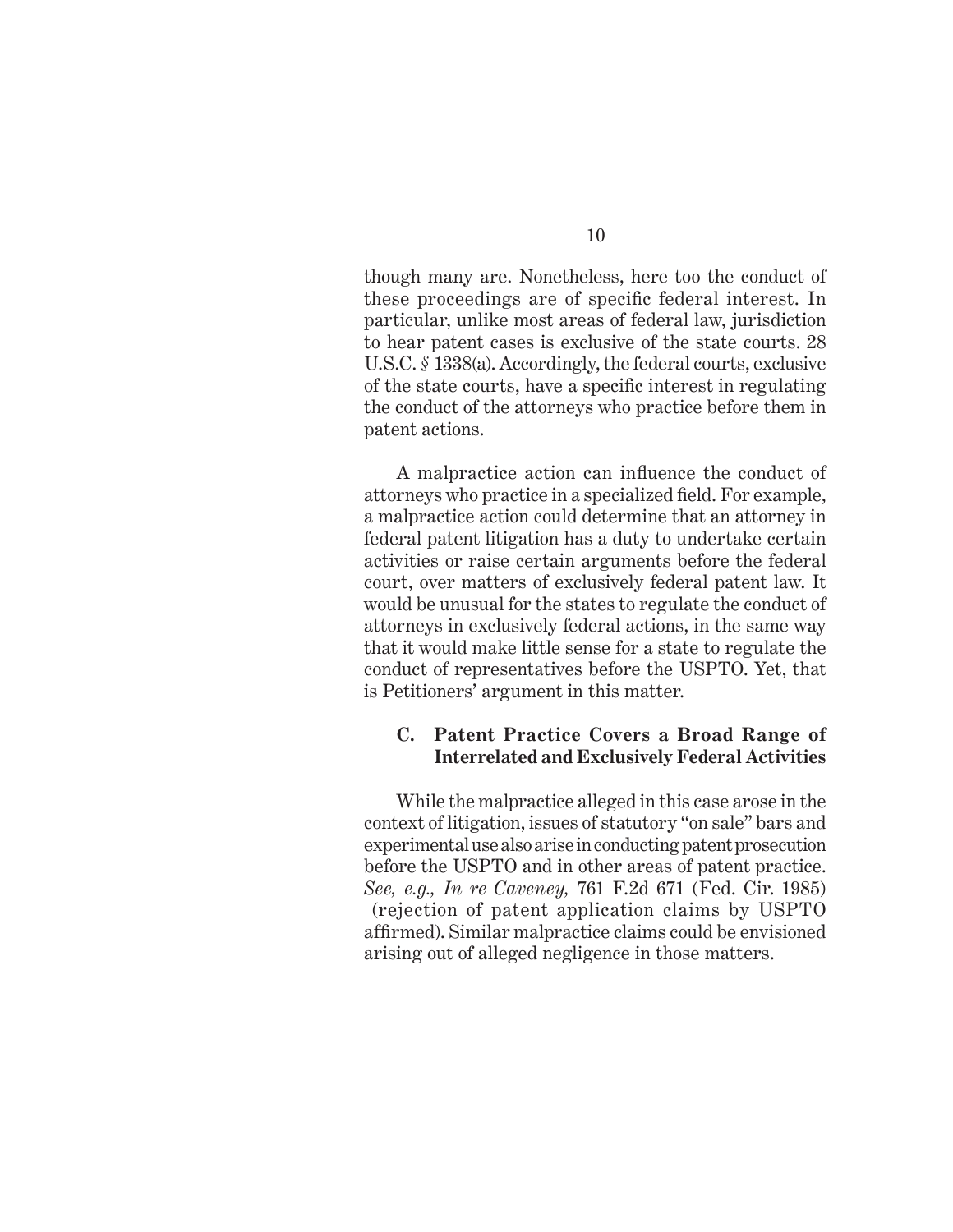though many are. Nonetheless, here too the conduct of these proceedings are of specific federal interest. In particular, unlike most areas of federal law, jurisdiction to hear patent cases is exclusive of the state courts. 28 U.S.C. § 1338(a). Accordingly, the federal courts, exclusive of the state courts, have a specific interest in regulating the conduct of the attorneys who practice before them in patent actions.

A malpractice action can influence the conduct of attorneys who practice in a specialized field. For example, a malpractice action could determine that an attorney in federal patent litigation has a duty to undertake certain activities or raise certain arguments before the federal court, over matters of exclusively federal patent law. It would be unusual for the states to regulate the conduct of attorneys in exclusively federal actions, in the same way that it would make little sense for a state to regulate the conduct of representatives before the USPTO. Yet, that is Petitioners' argument in this matter.

### C. Patent Practice Covers a Broad Range of Interrelated and Exclusively Federal Activities

While the malpractice alleged in this case arose in the context of litigation, issues of statutory "on sale" bars and experimental use also arise in conducting patent prosecution before the USPTO and in other areas of patent practice. *See, e.g., In re Caveney,* 761 F.2d 671 (Fed. Cir. 1985) (rejection of patent application claims by USPTO affirmed). Similar malpractice claims could be envisioned arising out of alleged negligence in those matters.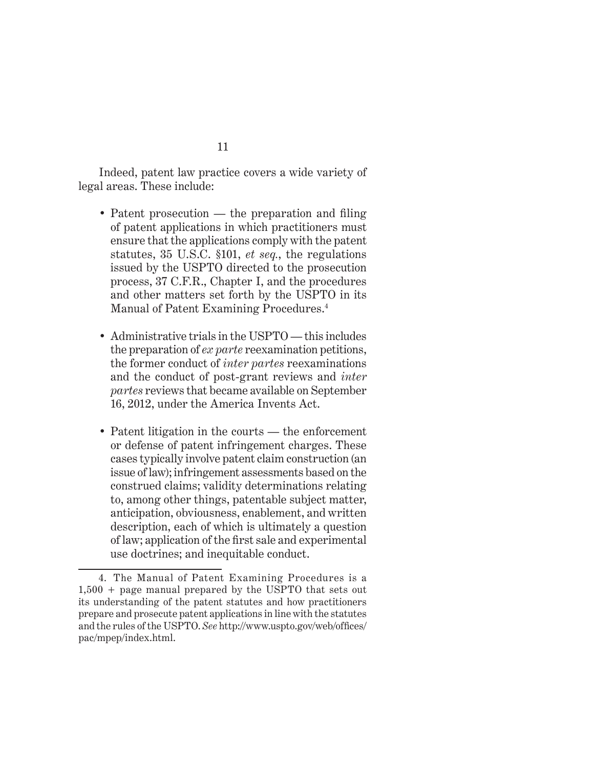Indeed, patent law practice covers a wide variety of legal areas. These include:

- Patent prosecution — the preparation and filing of patent applications in which practitioners must ensure that the applications comply with the patent statutes, 35 U.S.C. §101, *et seq.*, the regulations issued by the USPTO directed to the prosecution process, 37 C.F.R., Chapter I, and the procedures and other matters set forth by the USPTO in its Manual of Patent Examining Procedures.[4]

- Administrative trials in the USPTO — this includes the preparation of *ex parte* reexamination petitions, the former conduct of *inter partes* reexaminations and the conduct of post-grant reviews and *inter partes* reviews that became available on September 16, 2012, under the America Invents Act.

- Patent litigation in the courts — the enforcement or defense of patent infringement charges. These cases typically involve patent claim construction (an issue of law); infringement assessments based on the construed claims; validity determinations relating to, among other things, patentable subject matter, anticipation, obviousness, enablement, and written description, each of which is ultimately a question of law; application of the first sale and experimental use doctrines; and inequitable conduct.

---

4. The Manual of Patent Examining Procedures is a 1,500 + page manual prepared by the USPTO that sets out its understanding of the patent statutes and how practitioners prepare and prosecute patent applications in line with the statutes and the rules of the USPTO. *See* http://www.uspto.gov/web/offices/pac/mpep/index.html.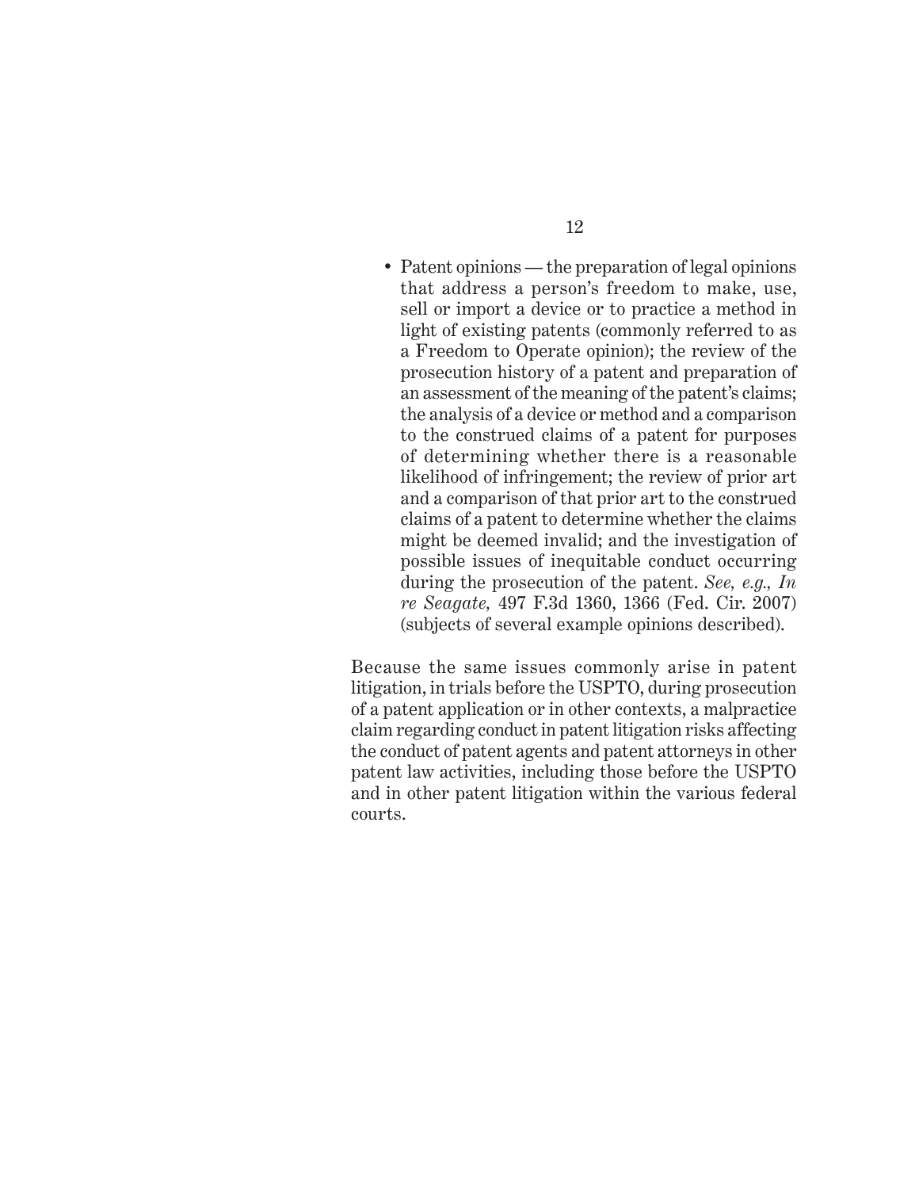- Patent opinions — the preparation of legal opinions that address a person's freedom to make, use, sell or import a device or to practice a method in light of existing patents (commonly referred to as a Freedom to Operate opinion); the review of the prosecution history of a patent and preparation of an assessment of the meaning of the patent's claims; the analysis of a device or method and a comparison to the construed claims of a patent for purposes of determining whether there is a reasonable likelihood of infringement; the review of prior art and a comparison of that prior art to the construed claims of a patent to determine whether the claims might be deemed invalid; and the investigation of possible issues of inequitable conduct occurring during the prosecution of the patent. *See, e.g., In re Seagate,* 497 F.3d 1360, 1366 (Fed. Cir. 2007) (subjects of several example opinions described).

Because the same issues commonly arise in patent litigation, in trials before the USPTO, during prosecution of a patent application or in other contexts, a malpractice claim regarding conduct in patent litigation risks affecting the conduct of patent agents and patent attorneys in other patent law activities, including those before the USPTO and in other patent litigation within the various federal courts.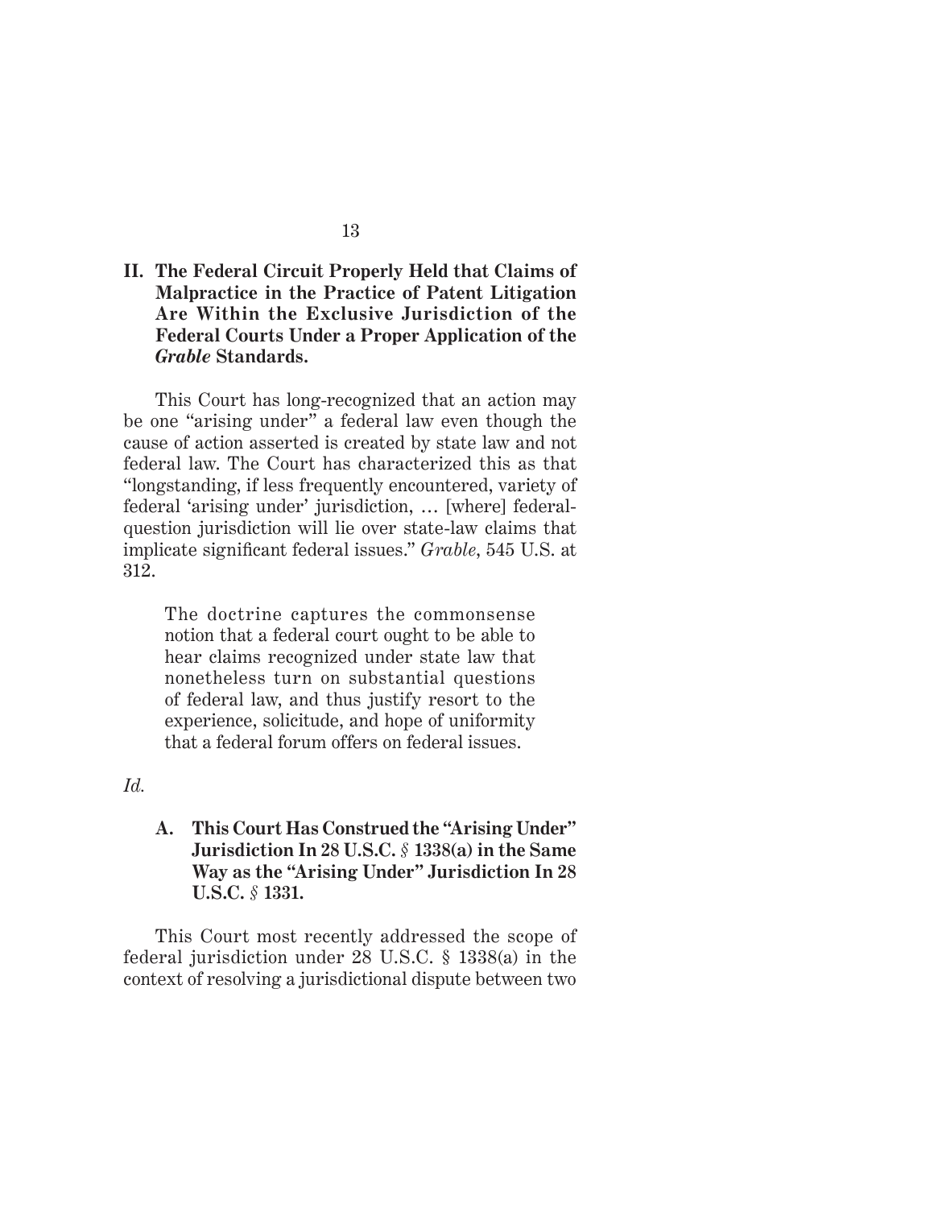## II. The Federal Circuit Properly Held that Claims of Malpractice in the Practice of Patent Litigation Are Within the Exclusive Jurisdiction of the Federal Courts Under a Proper Application of the *Grable* Standards.

This Court has long-recognized that an action may be one "arising under" a federal law even though the cause of action asserted is created by state law and not federal law. The Court has characterized this as that "longstanding, if less frequently encountered, variety of federal 'arising under' jurisdiction, … [where] federal-question jurisdiction will lie over state-law claims that implicate significant federal issues." *Grable*, 545 U.S. at 312.

> The doctrine captures the commonsense notion that a federal court ought to be able to hear claims recognized under state law that nonetheless turn on substantial questions of federal law, and thus justify resort to the experience, solicitude, and hope of uniformity that a federal forum offers on federal issues.

*Id.*

### A. This Court Has Construed the "Arising Under" Jurisdiction In 28 U.S.C. § 1338(a) in the Same Way as the "Arising Under" Jurisdiction In 28 U.S.C. § 1331.

This Court most recently addressed the scope of federal jurisdiction under 28 U.S.C. § 1338(a) in the context of resolving a jurisdictional dispute between two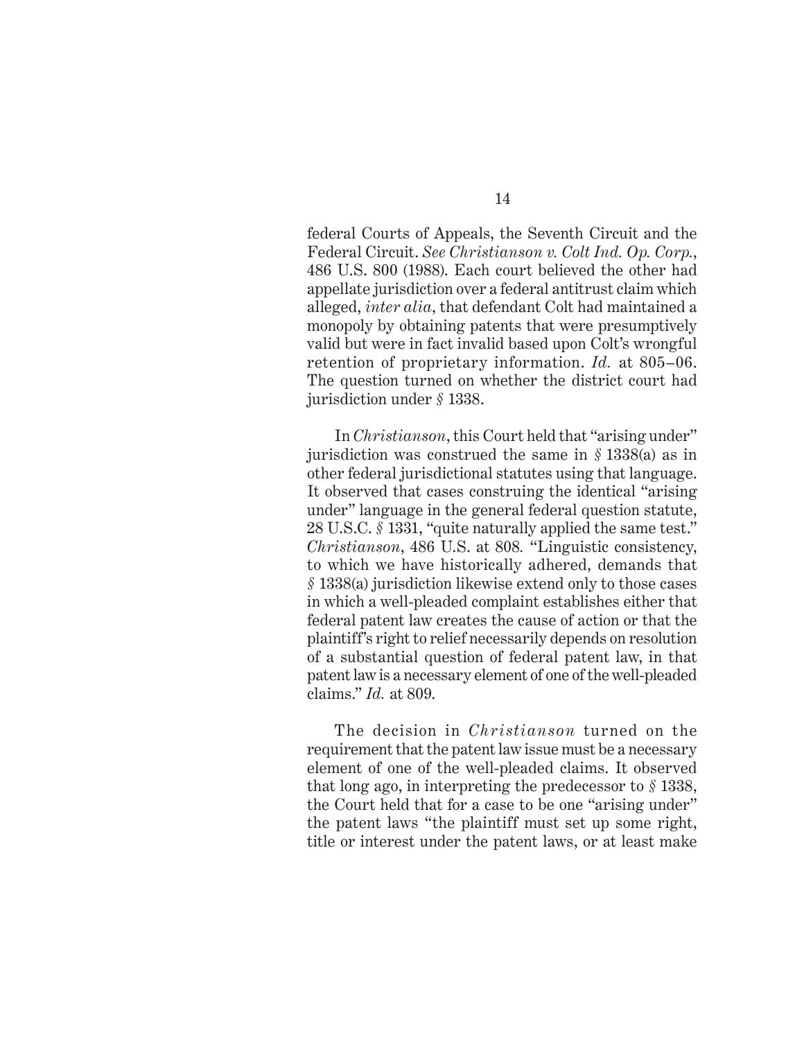federal Courts of Appeals, the Seventh Circuit and the Federal Circuit. *See Christianson v. Colt Ind. Op. Corp.*, 486 U.S. 800 (1988). Each court believed the other had appellate jurisdiction over a federal antitrust claim which alleged, *inter alia*, that defendant Colt had maintained a monopoly by obtaining patents that were presumptively valid but were in fact invalid based upon Colt's wrongful retention of proprietary information. *Id.* at 805–06. The question turned on whether the district court had jurisdiction under *§* 1338.

In *Christianson*, this Court held that "arising under" jurisdiction was construed the same in *§* 1338(a) as in other federal jurisdictional statutes using that language. It observed that cases construing the identical "arising under" language in the general federal question statute, 28 U.S.C. *§* 1331, "quite naturally applied the same test." *Christianson*, 486 U.S. at 808. "Linguistic consistency, to which we have historically adhered, demands that *§* 1338(a) jurisdiction likewise extend only to those cases in which a well-pleaded complaint establishes either that federal patent law creates the cause of action or that the plaintiff's right to relief necessarily depends on resolution of a substantial question of federal patent law, in that patent law is a necessary element of one of the well-pleaded claims." *Id.* at 809.

The decision in *Christianson* turned on the requirement that the patent law issue must be a necessary element of one of the well-pleaded claims. It observed that long ago, in interpreting the predecessor to *§* 1338, the Court held that for a case to be one "arising under" the patent laws "the plaintiff must set up some right, title or interest under the patent laws, or at least make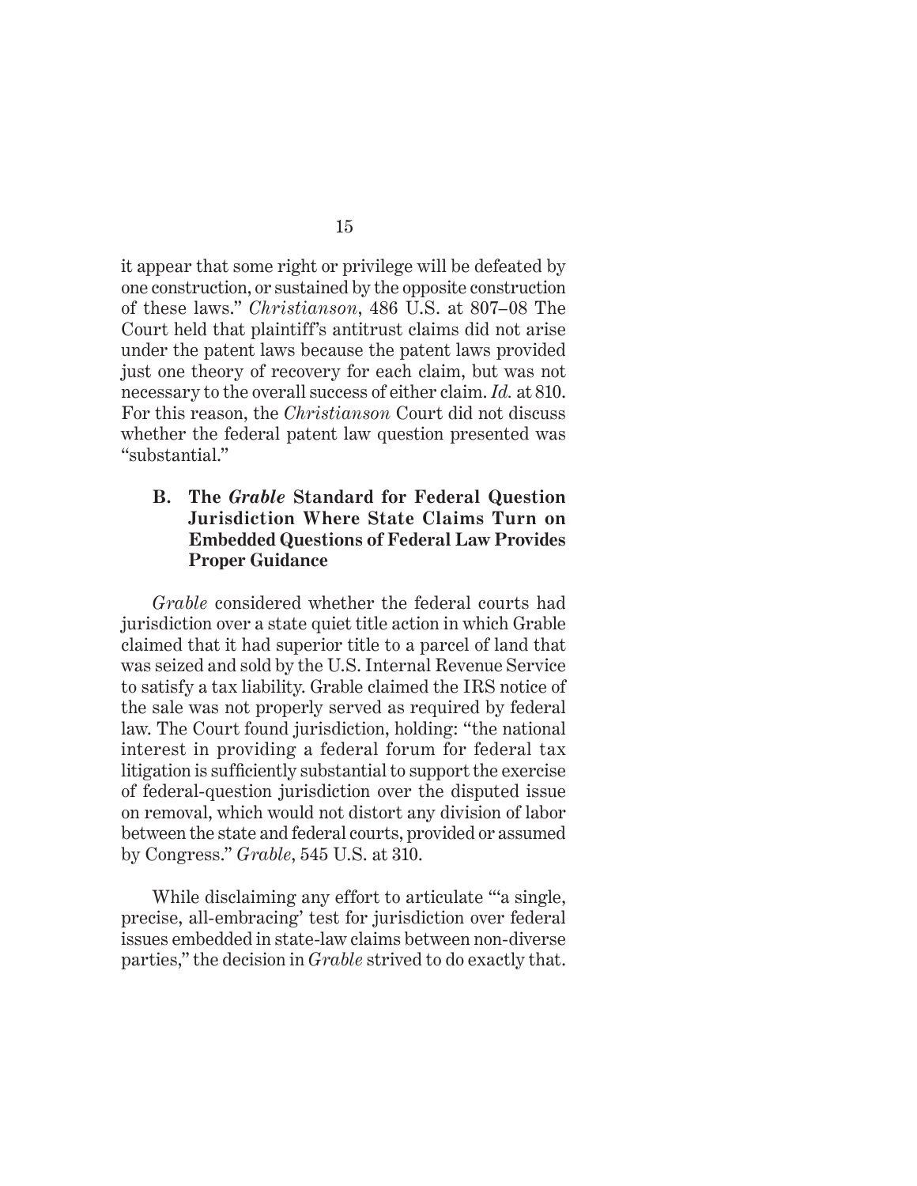it appear that some right or privilege will be defeated by one construction, or sustained by the opposite construction of these laws." *Christianson*, 486 U.S. at 807–08 The Court held that plaintiff's antitrust claims did not arise under the patent laws because the patent laws provided just one theory of recovery for each claim, but was not necessary to the overall success of either claim. *Id.* at 810. For this reason, the *Christianson* Court did not discuss whether the federal patent law question presented was "substantial."

### B. The *Grable* Standard for Federal Question Jurisdiction Where State Claims Turn on Embedded Questions of Federal Law Provides Proper Guidance

*Grable* considered whether the federal courts had jurisdiction over a state quiet title action in which Grable claimed that it had superior title to a parcel of land that was seized and sold by the U.S. Internal Revenue Service to satisfy a tax liability. Grable claimed the IRS notice of the sale was not properly served as required by federal law. The Court found jurisdiction, holding: "the national interest in providing a federal forum for federal tax litigation is sufficiently substantial to support the exercise of federal-question jurisdiction over the disputed issue on removal, which would not distort any division of labor between the state and federal courts, provided or assumed by Congress." *Grable*, 545 U.S. at 310.

While disclaiming any effort to articulate "'a single, precise, all-embracing' test for jurisdiction over federal issues embedded in state-law claims between non-diverse parties," the decision in *Grable* strived to do exactly that.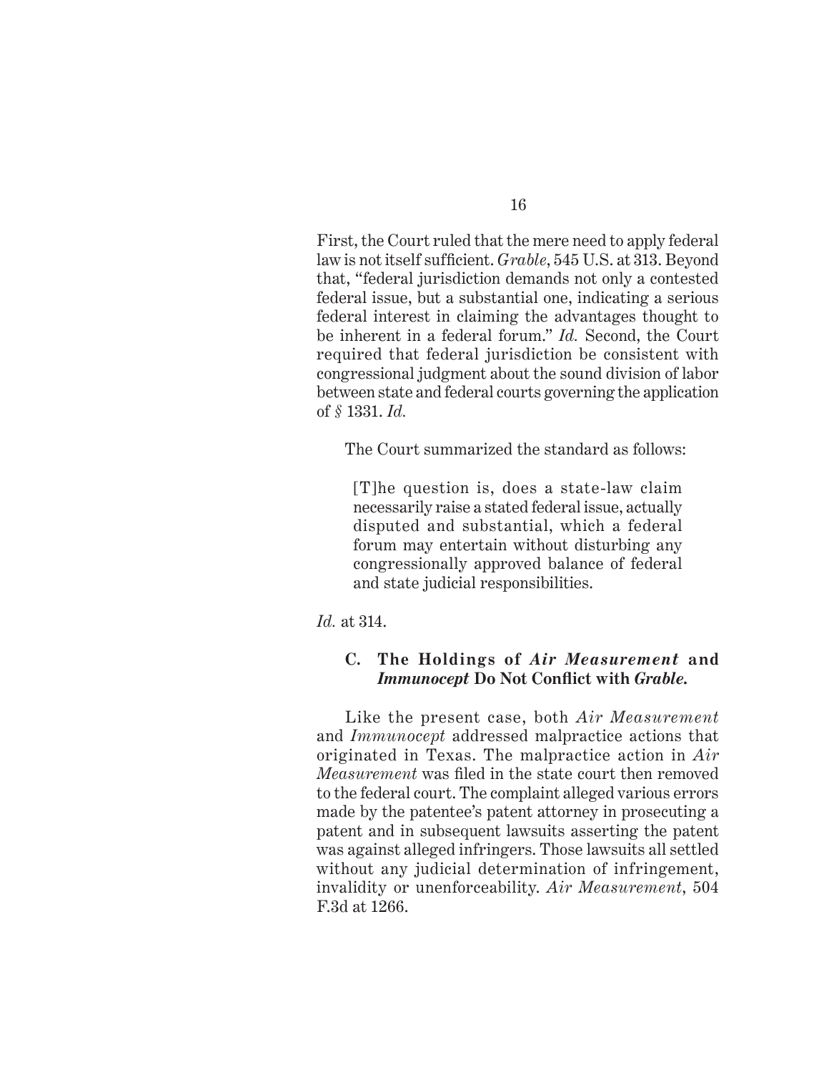First, the Court ruled that the mere need to apply federal law is not itself sufficient. *Grable*, 545 U.S. at 313. Beyond that, "federal jurisdiction demands not only a contested federal issue, but a substantial one, indicating a serious federal interest in claiming the advantages thought to be inherent in a federal forum." *Id.* Second, the Court required that federal jurisdiction be consistent with congressional judgment about the sound division of labor between state and federal courts governing the application of *§* 1331. *Id.*

The Court summarized the standard as follows:

> [T]he question is, does a state-law claim necessarily raise a stated federal issue, actually disputed and substantial, which a federal forum may entertain without disturbing any congressionally approved balance of federal and state judicial responsibilities.

*Id.* at 314.

### C. The Holdings of *Air Measurement* and *Immunocept* Do Not Conflict with *Grable*.

Like the present case, both *Air Measurement* and *Immunocept* addressed malpractice actions that originated in Texas. The malpractice action in *Air Measurement* was filed in the state court then removed to the federal court. The complaint alleged various errors made by the patentee's patent attorney in prosecuting a patent and in subsequent lawsuits asserting the patent was against alleged infringers. Those lawsuits all settled without any judicial determination of infringement, invalidity or unenforceability. *Air Measurement*, 504 F.3d at 1266.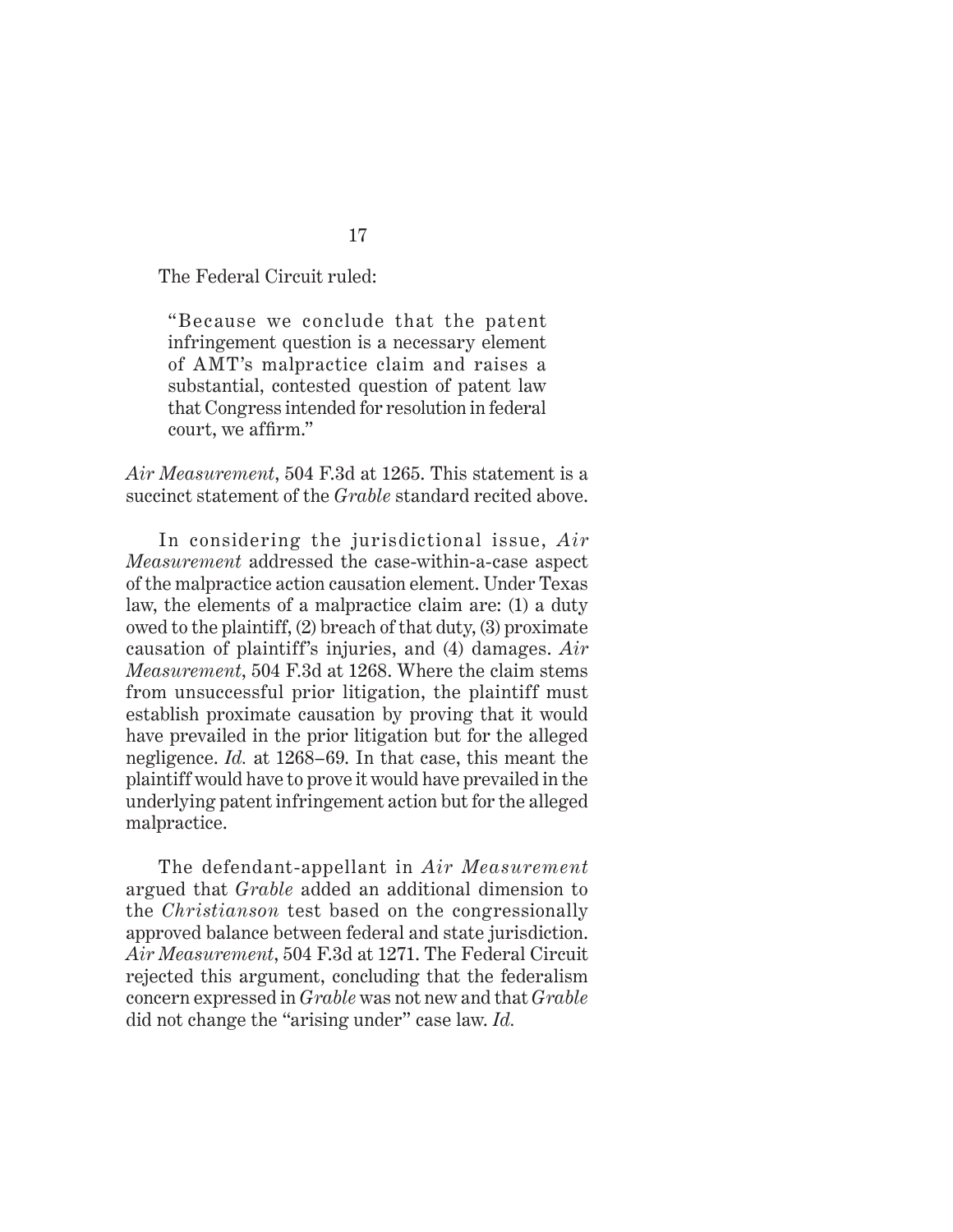The Federal Circuit ruled:

> "Because we conclude that the patent infringement question is a necessary element of AMT's malpractice claim and raises a substantial, contested question of patent law that Congress intended for resolution in federal court, we affirm."

*Air Measurement*, 504 F.3d at 1265. This statement is a succinct statement of the *Grable* standard recited above.

In considering the jurisdictional issue, *Air Measurement* addressed the case-within-a-case aspect of the malpractice action causation element. Under Texas law, the elements of a malpractice claim are: (1) a duty owed to the plaintiff, (2) breach of that duty, (3) proximate causation of plaintiff's injuries, and (4) damages. *Air Measurement*, 504 F.3d at 1268. Where the claim stems from unsuccessful prior litigation, the plaintiff must establish proximate causation by proving that it would have prevailed in the prior litigation but for the alleged negligence. *Id.* at 1268–69. In that case, this meant the plaintiff would have to prove it would have prevailed in the underlying patent infringement action but for the alleged malpractice.

The defendant-appellant in *Air Measurement* argued that *Grable* added an additional dimension to the *Christianson* test based on the congressionally approved balance between federal and state jurisdiction. *Air Measurement*, 504 F.3d at 1271. The Federal Circuit rejected this argument, concluding that the federalism concern expressed in *Grable* was not new and that *Grable* did not change the "arising under" case law. *Id.*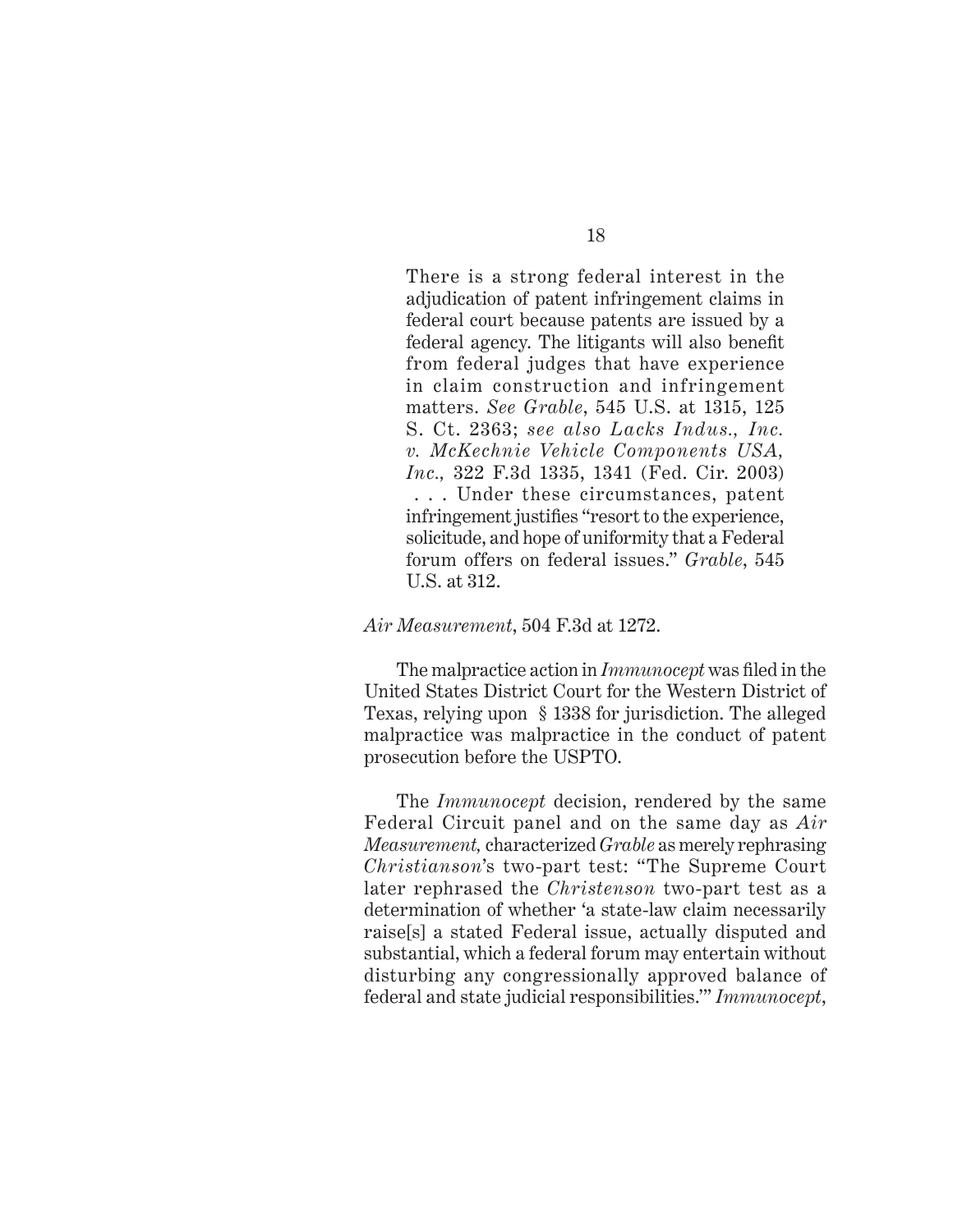> There is a strong federal interest in the adjudication of patent infringement claims in federal court because patents are issued by a federal agency. The litigants will also benefit from federal judges that have experience in claim construction and infringement matters. *See Grable*, 545 U.S. at 1315, 125 S. Ct. 2363; *see also Lacks Indus., Inc. v. McKechnie Vehicle Components USA, Inc.*, 322 F.3d 1335, 1341 (Fed. Cir. 2003) . . . Under these circumstances, patent infringement justifies "resort to the experience, solicitude, and hope of uniformity that a Federal forum offers on federal issues." *Grable*, 545 U.S. at 312.

*Air Measurement*, 504 F.3d at 1272.

The malpractice action in *Immunocept* was filed in the United States District Court for the Western District of Texas, relying upon § 1338 for jurisdiction. The alleged malpractice was malpractice in the conduct of patent prosecution before the USPTO.

The *Immunocept* decision, rendered by the same Federal Circuit panel and on the same day as *Air Measurement,* characterized *Grable* as merely rephrasing *Christianson*'s two-part test: "The Supreme Court later rephrased the *Christenson* two-part test as a determination of whether 'a state-law claim necessarily raise[s] a stated Federal issue, actually disputed and substantial, which a federal forum may entertain without disturbing any congressionally approved balance of federal and state judicial responsibilities.'" *Immunocept*,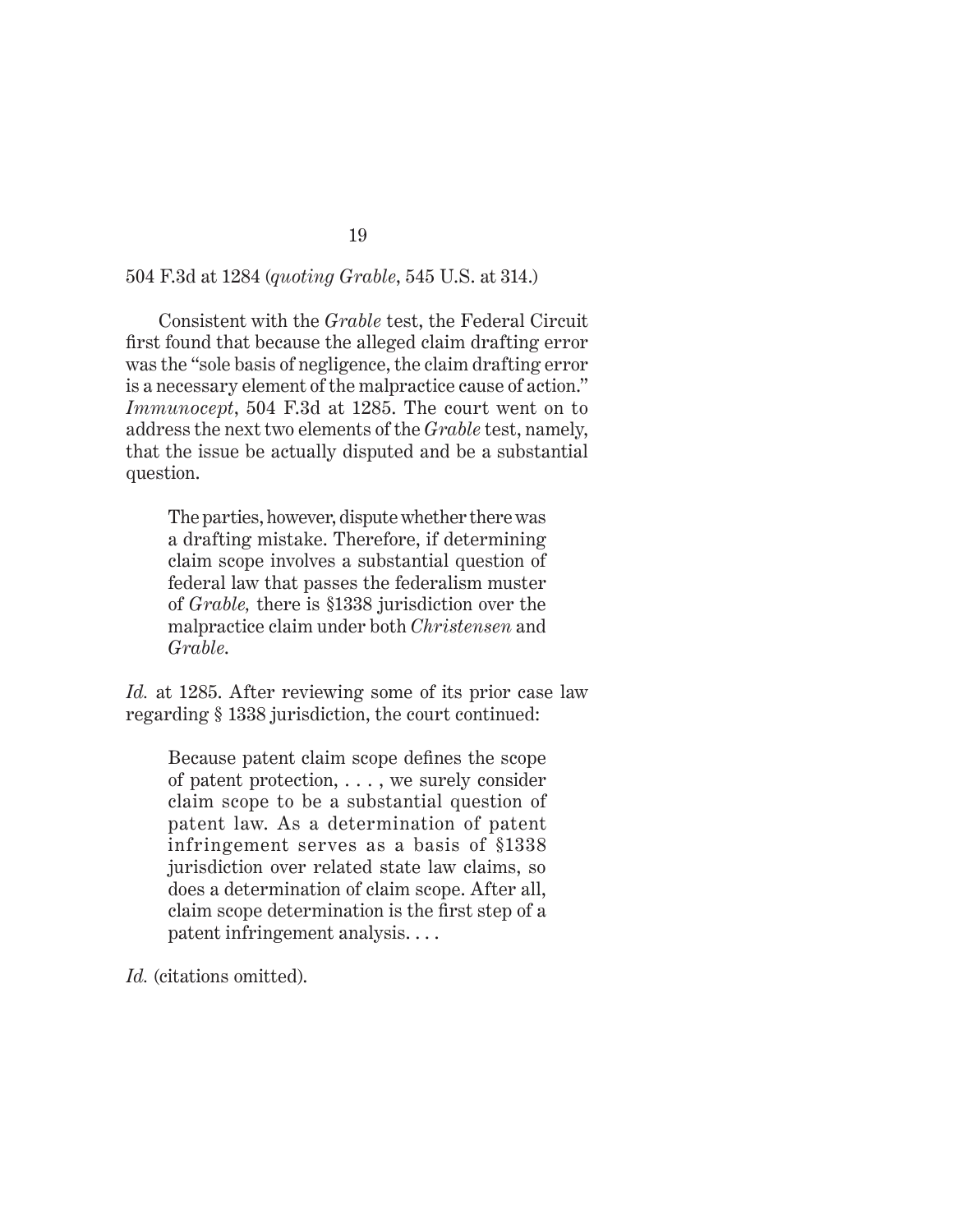504 F.3d at 1284 (*quoting Grable*, 545 U.S. at 314.)

Consistent with the *Grable* test, the Federal Circuit first found that because the alleged claim drafting error was the "sole basis of negligence, the claim drafting error is a necessary element of the malpractice cause of action." *Immunocept*, 504 F.3d at 1285. The court went on to address the next two elements of the *Grable* test, namely, that the issue be actually disputed and be a substantial question.

> The parties, however, dispute whether there was a drafting mistake. Therefore, if determining claim scope involves a substantial question of federal law that passes the federalism muster of *Grable,* there is §1338 jurisdiction over the malpractice claim under both *Christensen* and *Grable*.

*Id.* at 1285. After reviewing some of its prior case law regarding § 1338 jurisdiction, the court continued:

> Because patent claim scope defines the scope of patent protection, . . . , we surely consider claim scope to be a substantial question of patent law. As a determination of patent infringement serves as a basis of §1338 jurisdiction over related state law claims, so does a determination of claim scope. After all, claim scope determination is the first step of a patent infringement analysis. . . .

*Id.* (citations omitted).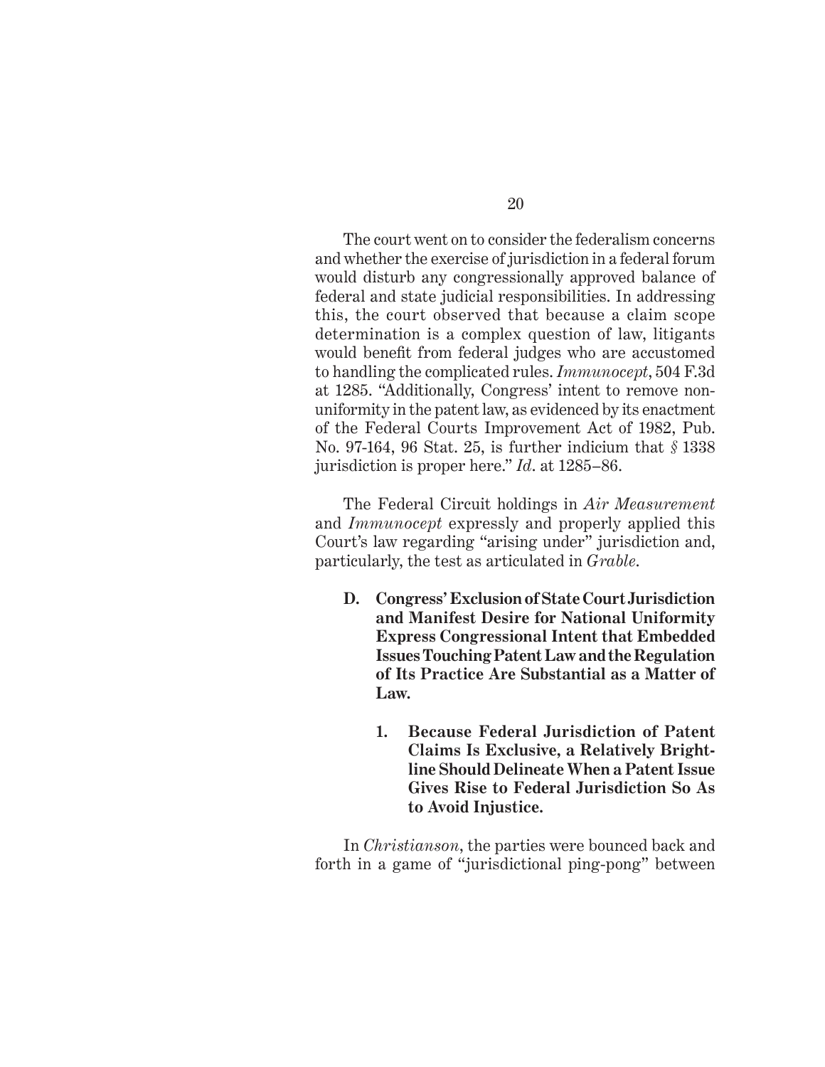The court went on to consider the federalism concerns and whether the exercise of jurisdiction in a federal forum would disturb any congressionally approved balance of federal and state judicial responsibilities. In addressing this, the court observed that because a claim scope determination is a complex question of law, litigants would benefit from federal judges who are accustomed to handling the complicated rules. *Immunocept*, 504 F.3d at 1285. "Additionally, Congress' intent to remove non-uniformity in the patent law, as evidenced by its enactment of the Federal Courts Improvement Act of 1982, Pub. No. 97-164, 96 Stat. 25, is further indicium that *§* 1338 jurisdiction is proper here." *Id*. at 1285–86.

The Federal Circuit holdings in *Air Measurement* and *Immunocept* expressly and properly applied this Court's law regarding "arising under" jurisdiction and, particularly, the test as articulated in *Grable*.

### D. Congress' Exclusion of State Court Jurisdiction and Manifest Desire for National Uniformity Express Congressional Intent that Embedded Issues Touching Patent Law and the Regulation of Its Practice Are Substantial as a Matter of Law.

#### 1. Because Federal Jurisdiction of Patent Claims Is Exclusive, a Relatively Bright-line Should Delineate When a Patent Issue Gives Rise to Federal Jurisdiction So As to Avoid Injustice.

In *Christianson*, the parties were bounced back and forth in a game of "jurisdictional ping-pong" between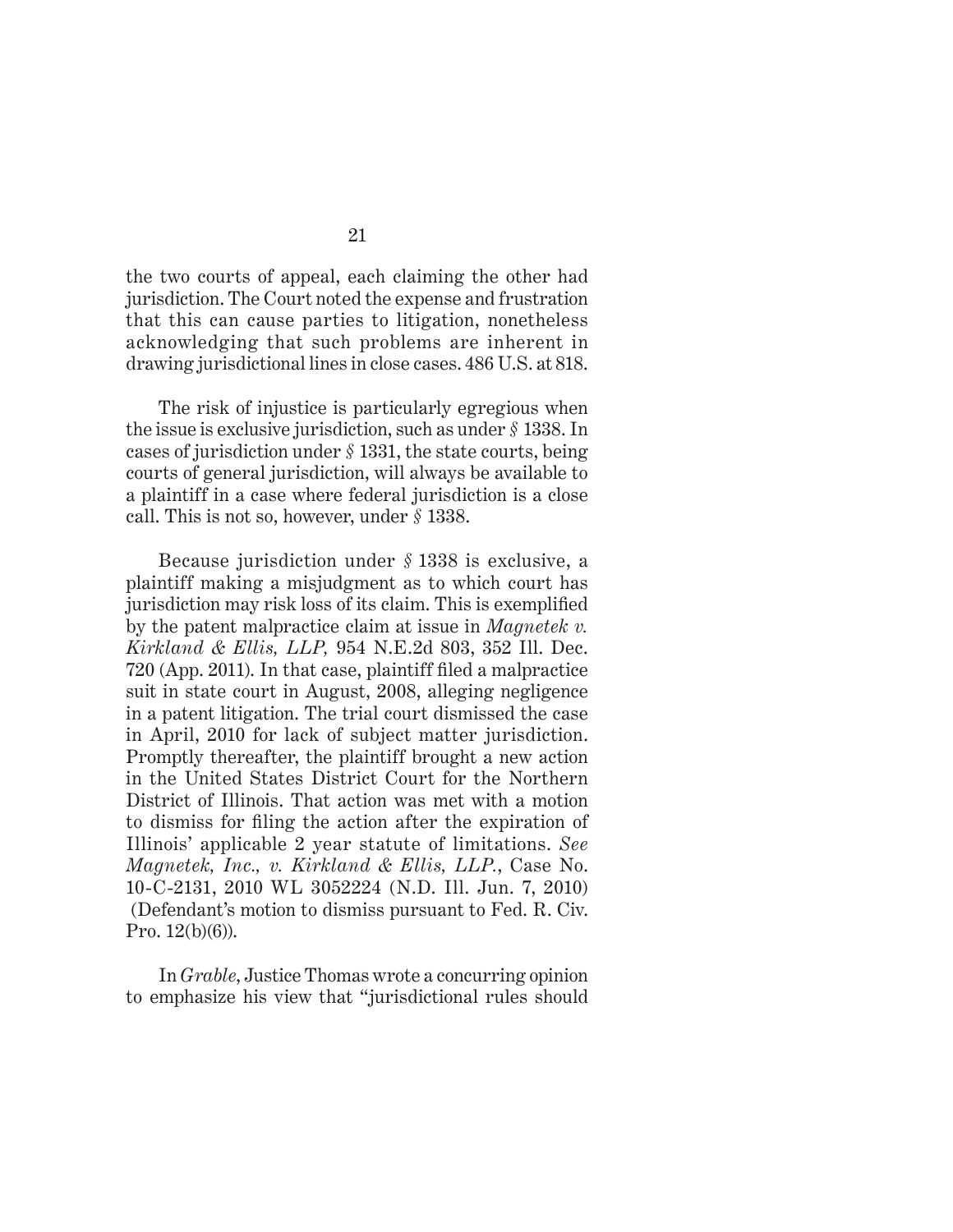the two courts of appeal, each claiming the other had jurisdiction. The Court noted the expense and frustration that this can cause parties to litigation, nonetheless acknowledging that such problems are inherent in drawing jurisdictional lines in close cases. 486 U.S. at 818.

The risk of injustice is particularly egregious when the issue is exclusive jurisdiction, such as under *§* 1338. In cases of jurisdiction under *§* 1331, the state courts, being courts of general jurisdiction, will always be available to a plaintiff in a case where federal jurisdiction is a close call. This is not so, however, under *§* 1338.

Because jurisdiction under *§* 1338 is exclusive, a plaintiff making a misjudgment as to which court has jurisdiction may risk loss of its claim. This is exemplified by the patent malpractice claim at issue in *Magnetek v. Kirkland & Ellis, LLP,* 954 N.E.2d 803, 352 Ill. Dec. 720 (App. 2011). In that case, plaintiff filed a malpractice suit in state court in August, 2008, alleging negligence in a patent litigation. The trial court dismissed the case in April, 2010 for lack of subject matter jurisdiction. Promptly thereafter, the plaintiff brought a new action in the United States District Court for the Northern District of Illinois. That action was met with a motion to dismiss for filing the action after the expiration of Illinois' applicable 2 year statute of limitations. *See Magnetek, Inc., v. Kirkland & Ellis, LLP.*, Case No. 10-C-2131, 2010 WL 3052224 (N.D. Ill. Jun. 7, 2010) (Defendant's motion to dismiss pursuant to Fed. R. Civ. Pro. 12(b)(6)).

In *Grable,* Justice Thomas wrote a concurring opinion to emphasize his view that "jurisdictional rules should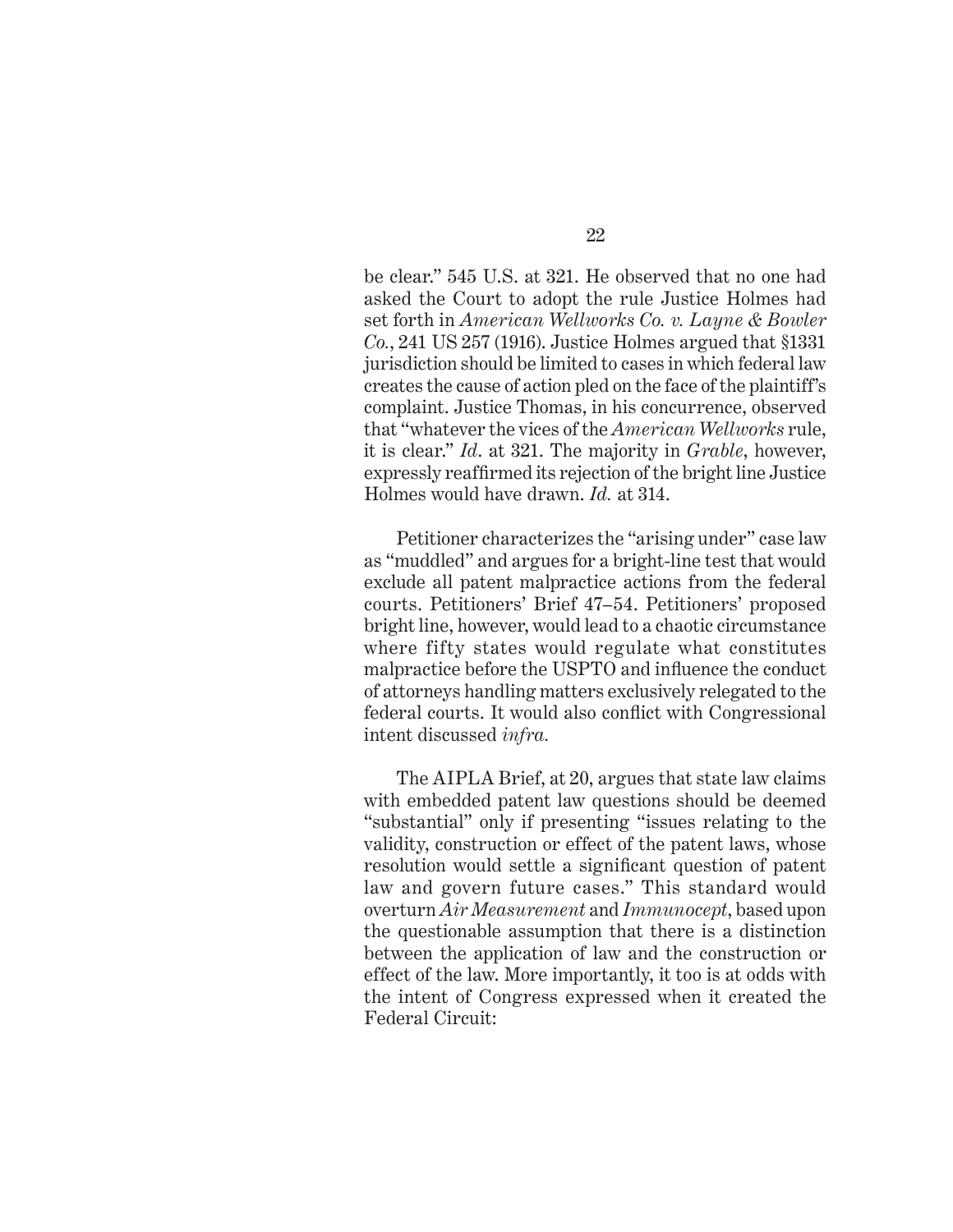be clear." 545 U.S. at 321. He observed that no one had asked the Court to adopt the rule Justice Holmes had set forth in *American Wellworks Co. v. Layne & Bowler Co.*, 241 US 257 (1916). Justice Holmes argued that §1331 jurisdiction should be limited to cases in which federal law creates the cause of action pled on the face of the plaintiff's complaint. Justice Thomas, in his concurrence, observed that "whatever the vices of the *American Wellworks* rule, it is clear." *Id.* at 321. The majority in *Grable*, however, expressly reaffirmed its rejection of the bright line Justice Holmes would have drawn. *Id.* at 314.

Petitioner characterizes the "arising under" case law as "muddled" and argues for a bright-line test that would exclude all patent malpractice actions from the federal courts. Petitioners' Brief 47–54. Petitioners' proposed bright line, however, would lead to a chaotic circumstance where fifty states would regulate what constitutes malpractice before the USPTO and influence the conduct of attorneys handling matters exclusively relegated to the federal courts. It would also conflict with Congressional intent discussed *infra.*

The AIPLA Brief, at 20, argues that state law claims with embedded patent law questions should be deemed "substantial" only if presenting "issues relating to the validity, construction or effect of the patent laws, whose resolution would settle a significant question of patent law and govern future cases." This standard would overturn *Air Measurement* and *Immunocept*, based upon the questionable assumption that there is a distinction between the application of law and the construction or effect of the law. More importantly, it too is at odds with the intent of Congress expressed when it created the Federal Circuit: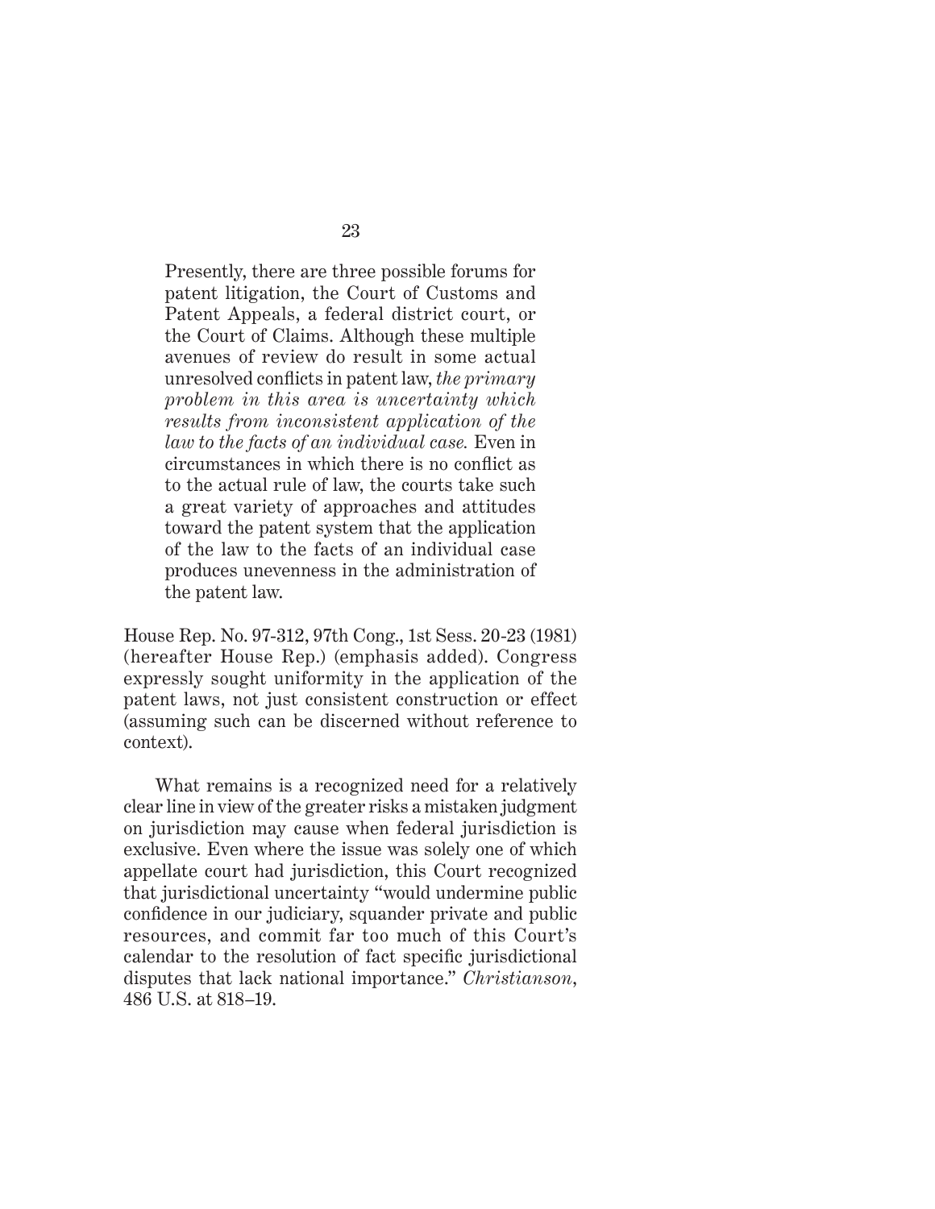> Presently, there are three possible forums for patent litigation, the Court of Customs and Patent Appeals, a federal district court, or the Court of Claims. Although these multiple avenues of review do result in some actual unresolved conflicts in patent law, *the primary problem in this area is uncertainty which results from inconsistent application of the law to the facts of an individual case.* Even in circumstances in which there is no conflict as to the actual rule of law, the courts take such a great variety of approaches and attitudes toward the patent system that the application of the law to the facts of an individual case produces unevenness in the administration of the patent law.

House Rep. No. 97-312, 97th Cong., 1st Sess. 20-23 (1981) (hereafter House Rep.) (emphasis added). Congress expressly sought uniformity in the application of the patent laws, not just consistent construction or effect (assuming such can be discerned without reference to context).

What remains is a recognized need for a relatively clear line in view of the greater risks a mistaken judgment on jurisdiction may cause when federal jurisdiction is exclusive. Even where the issue was solely one of which appellate court had jurisdiction, this Court recognized that jurisdictional uncertainty "would undermine public confidence in our judiciary, squander private and public resources, and commit far too much of this Court's calendar to the resolution of fact specific jurisdictional disputes that lack national importance." *Christianson*, 486 U.S. at 818–19.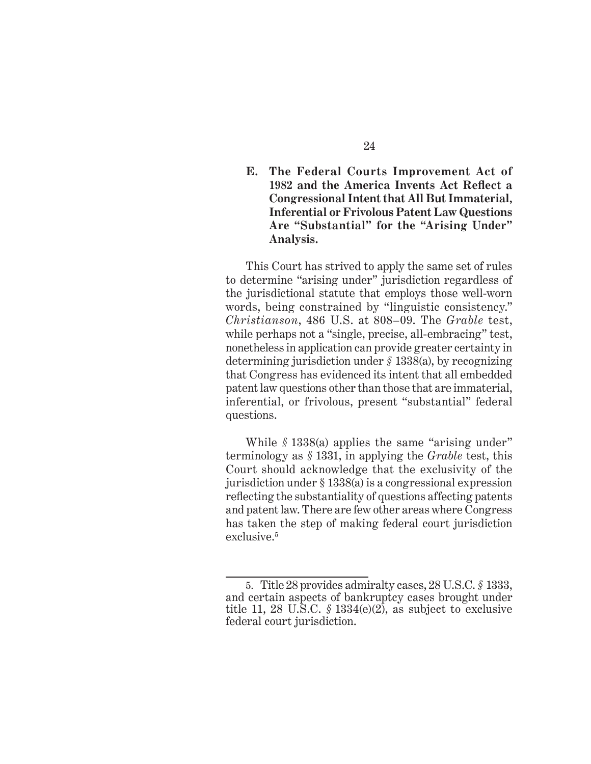### E. The Federal Courts Improvement Act of 1982 and the America Invents Act Reflect a Congressional Intent that All But Immaterial, Inferential or Frivolous Patent Law Questions Are "Substantial" for the "Arising Under" Analysis.

This Court has strived to apply the same set of rules to determine "arising under" jurisdiction regardless of the jurisdictional statute that employs those well-worn words, being constrained by "linguistic consistency." *Christianson*, 486 U.S. at 808–09. The *Grable* test, while perhaps not a "single, precise, all-embracing" test, nonetheless in application can provide greater certainty in determining jurisdiction under § 1338(a), by recognizing that Congress has evidenced its intent that all embedded patent law questions other than those that are immaterial, inferential, or frivolous, present "substantial" federal questions.

While § 1338(a) applies the same "arising under" terminology as § 1331, in applying the *Grable* test, this Court should acknowledge that the exclusivity of the jurisdiction under § 1338(a) is a congressional expression reflecting the substantiality of questions affecting patents and patent law. There are few other areas where Congress has taken the step of making federal court jurisdiction exclusive.[5]

---

5. Title 28 provides admiralty cases, 28 U.S.C. § 1333, and certain aspects of bankruptcy cases brought under title 11, 28 U.S.C. § 1334(e)(2), as subject to exclusive federal court jurisdiction.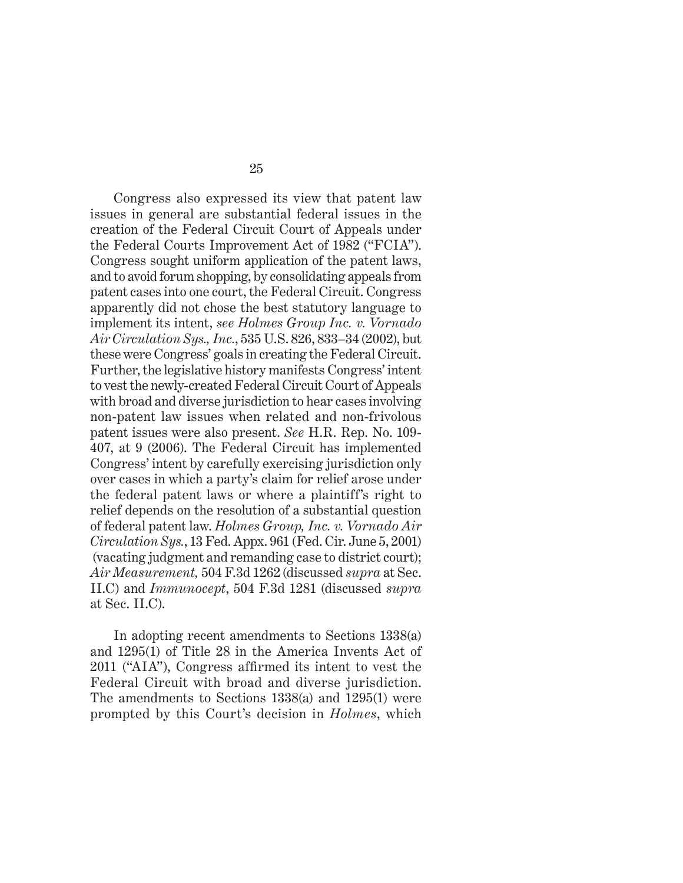Congress also expressed its view that patent law issues in general are substantial federal issues in the creation of the Federal Circuit Court of Appeals under the Federal Courts Improvement Act of 1982 ("FCIA"). Congress sought uniform application of the patent laws, and to avoid forum shopping, by consolidating appeals from patent cases into one court, the Federal Circuit. Congress apparently did not chose the best statutory language to implement its intent, *see Holmes Group Inc. v. Vornado Air Circulation Sys., Inc.*, 535 U.S. 826, 833–34 (2002), but these were Congress' goals in creating the Federal Circuit. Further, the legislative history manifests Congress' intent to vest the newly-created Federal Circuit Court of Appeals with broad and diverse jurisdiction to hear cases involving non-patent law issues when related and non-frivolous patent issues were also present. *See* H.R. Rep. No. 109-407, at 9 (2006). The Federal Circuit has implemented Congress' intent by carefully exercising jurisdiction only over cases in which a party's claim for relief arose under the federal patent laws or where a plaintiff's right to relief depends on the resolution of a substantial question of federal patent law. *Holmes Group, Inc. v. Vornado Air Circulation Sys.*, 13 Fed. Appx. 961 (Fed. Cir. June 5, 2001) (vacating judgment and remanding case to district court); *Air Measurement,* 504 F.3d 1262 (discussed *supra* at Sec. II.C) and *Immunocept*, 504 F.3d 1281 (discussed *supra* at Sec. II.C).

In adopting recent amendments to Sections 1338(a) and 1295(1) of Title 28 in the America Invents Act of 2011 ("AIA"), Congress affirmed its intent to vest the Federal Circuit with broad and diverse jurisdiction. The amendments to Sections 1338(a) and 1295(1) were prompted by this Court's decision in *Holmes*, which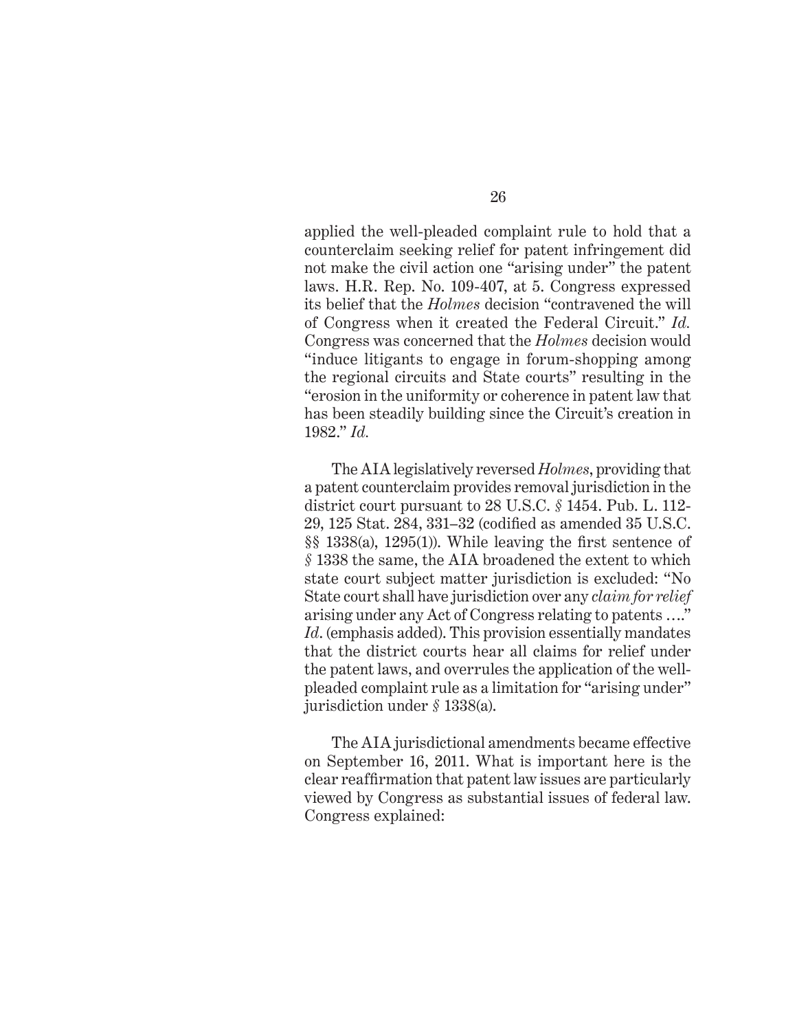applied the well-pleaded complaint rule to hold that a counterclaim seeking relief for patent infringement did not make the civil action one "arising under" the patent laws. H.R. Rep. No. 109-407, at 5. Congress expressed its belief that the *Holmes* decision "contravened the will of Congress when it created the Federal Circuit." *Id.* Congress was concerned that the *Holmes* decision would "induce litigants to engage in forum-shopping among the regional circuits and State courts" resulting in the "erosion in the uniformity or coherence in patent law that has been steadily building since the Circuit's creation in 1982." *Id.*

The AIA legislatively reversed *Holmes*, providing that a patent counterclaim provides removal jurisdiction in the district court pursuant to 28 U.S.C. § 1454. Pub. L. 112-29, 125 Stat. 284, 331–32 (codified as amended 35 U.S.C. §§ 1338(a), 1295(1)). While leaving the first sentence of § 1338 the same, the AIA broadened the extent to which state court subject matter jurisdiction is excluded: "No State court shall have jurisdiction over any *claim for relief* arising under any Act of Congress relating to patents …." *Id*. (emphasis added). This provision essentially mandates that the district courts hear all claims for relief under the patent laws, and overrules the application of the well-pleaded complaint rule as a limitation for "arising under" jurisdiction under § 1338(a).

The AIA jurisdictional amendments became effective on September 16, 2011. What is important here is the clear reaffirmation that patent law issues are particularly viewed by Congress as substantial issues of federal law. Congress explained: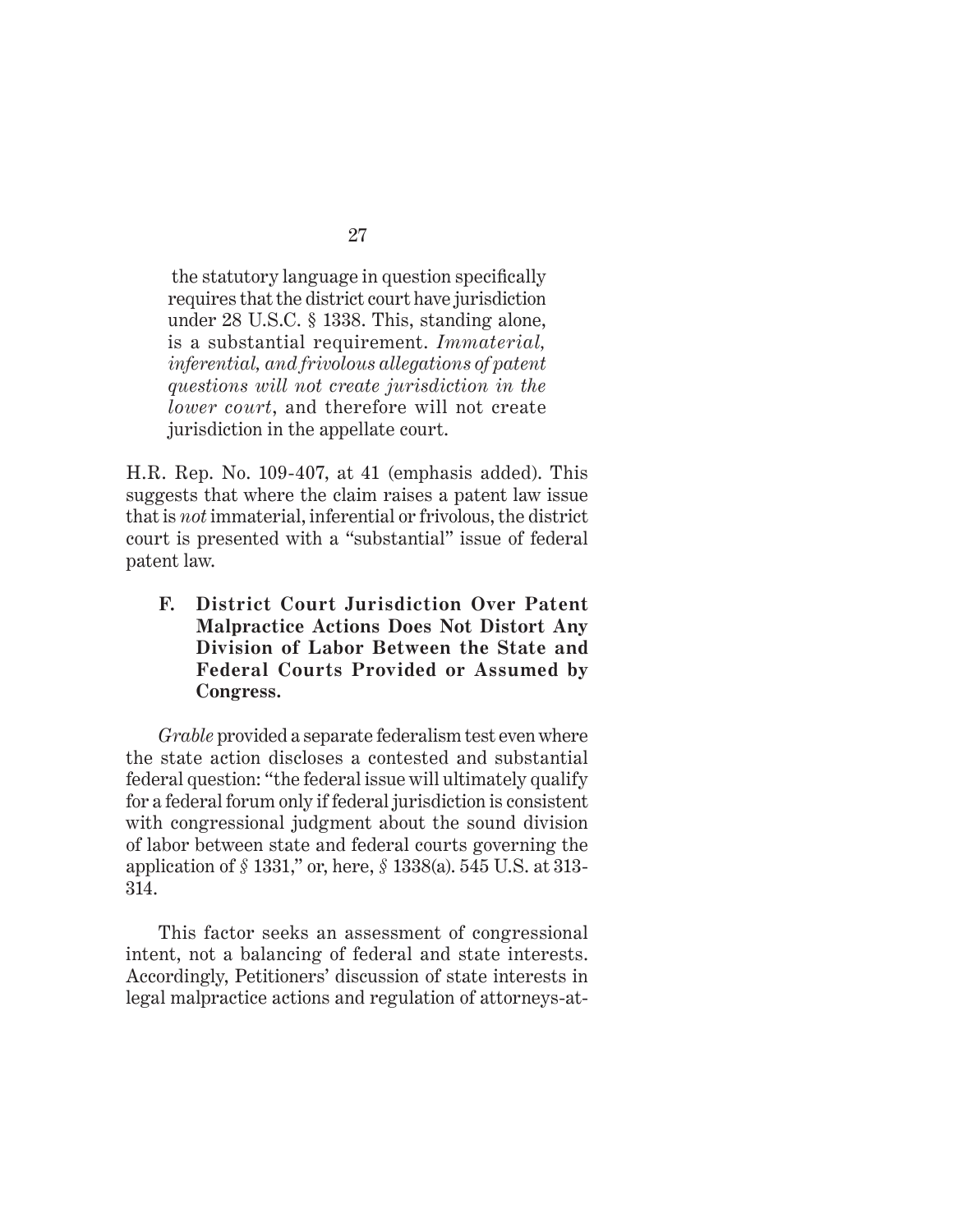> the statutory language in question specifically requires that the district court have jurisdiction under 28 U.S.C. § 1338. This, standing alone, is a substantial requirement. *Immaterial, inferential, and frivolous allegations of patent questions will not create jurisdiction in the lower court*, and therefore will not create jurisdiction in the appellate court.

H.R. Rep. No. 109-407, at 41 (emphasis added). This suggests that where the claim raises a patent law issue that is *not* immaterial, inferential or frivolous, the district court is presented with a "substantial" issue of federal patent law.

### F. District Court Jurisdiction Over Patent Malpractice Actions Does Not Distort Any Division of Labor Between the State and Federal Courts Provided or Assumed by Congress.

*Grable* provided a separate federalism test even where the state action discloses a contested and substantial federal question: "the federal issue will ultimately qualify for a federal forum only if federal jurisdiction is consistent with congressional judgment about the sound division of labor between state and federal courts governing the application of *§* 1331," or, here, *§* 1338(a). 545 U.S. at 313-314.

This factor seeks an assessment of congressional intent, not a balancing of federal and state interests. Accordingly, Petitioners' discussion of state interests in legal malpractice actions and regulation of attorneys-at-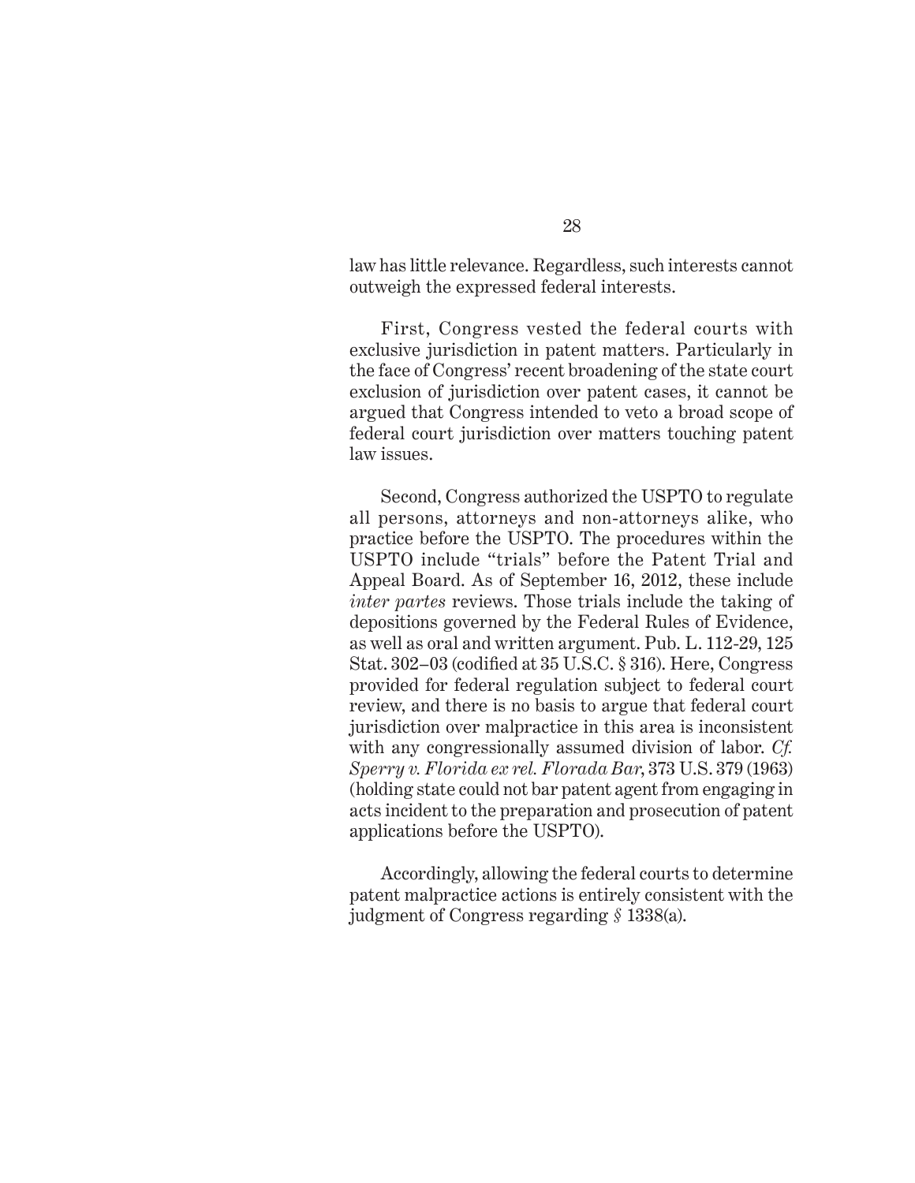law has little relevance. Regardless, such interests cannot outweigh the expressed federal interests.

First, Congress vested the federal courts with exclusive jurisdiction in patent matters. Particularly in the face of Congress' recent broadening of the state court exclusion of jurisdiction over patent cases, it cannot be argued that Congress intended to veto a broad scope of federal court jurisdiction over matters touching patent law issues.

Second, Congress authorized the USPTO to regulate all persons, attorneys and non-attorneys alike, who practice before the USPTO. The procedures within the USPTO include "trials" before the Patent Trial and Appeal Board. As of September 16, 2012, these include *inter partes* reviews. Those trials include the taking of depositions governed by the Federal Rules of Evidence, as well as oral and written argument. Pub. L. 112-29, 125 Stat. 302–03 (codified at 35 U.S.C. § 316). Here, Congress provided for federal regulation subject to federal court review, and there is no basis to argue that federal court jurisdiction over malpractice in this area is inconsistent with any congressionally assumed division of labor. *Cf. Sperry v. Florida ex rel. Florada Bar*, 373 U.S. 379 (1963) (holding state could not bar patent agent from engaging in acts incident to the preparation and prosecution of patent applications before the USPTO).

Accordingly, allowing the federal courts to determine patent malpractice actions is entirely consistent with the judgment of Congress regarding *§* 1338(a).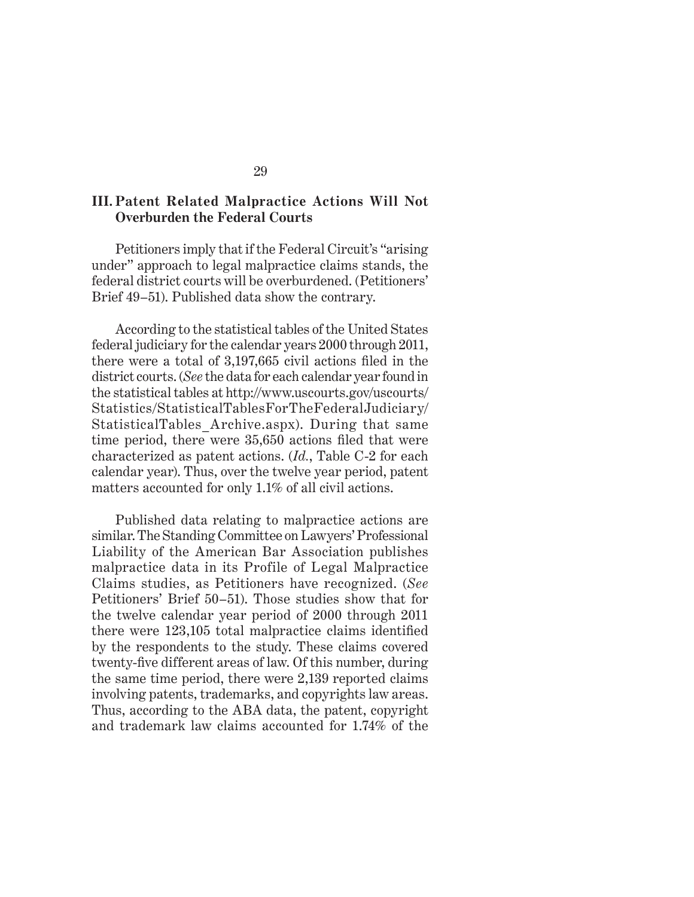### III. Patent Related Malpractice Actions Will Not Overburden the Federal Courts

Petitioners imply that if the Federal Circuit's "arising under" approach to legal malpractice claims stands, the federal district courts will be overburdened. (Petitioners' Brief 49–51). Published data show the contrary.

According to the statistical tables of the United States federal judiciary for the calendar years 2000 through 2011, there were a total of 3,197,665 civil actions filed in the district courts. (*See* the data for each calendar year found in the statistical tables at http://www.uscourts.gov/uscourts/Statistics/StatisticalTablesForTheFederalJudiciary/StatisticalTables_Archive.aspx). During that same time period, there were 35,650 actions filed that were characterized as patent actions. (*Id.*, Table C-2 for each calendar year). Thus, over the twelve year period, patent matters accounted for only 1.1% of all civil actions.

Published data relating to malpractice actions are similar. The Standing Committee on Lawyers' Professional Liability of the American Bar Association publishes malpractice data in its Profile of Legal Malpractice Claims studies, as Petitioners have recognized. (*See* Petitioners' Brief 50–51). Those studies show that for the twelve calendar year period of 2000 through 2011 there were 123,105 total malpractice claims identified by the respondents to the study. These claims covered twenty-five different areas of law. Of this number, during the same time period, there were 2,139 reported claims involving patents, trademarks, and copyrights law areas. Thus, according to the ABA data, the patent, copyright and trademark law claims accounted for 1.74% of the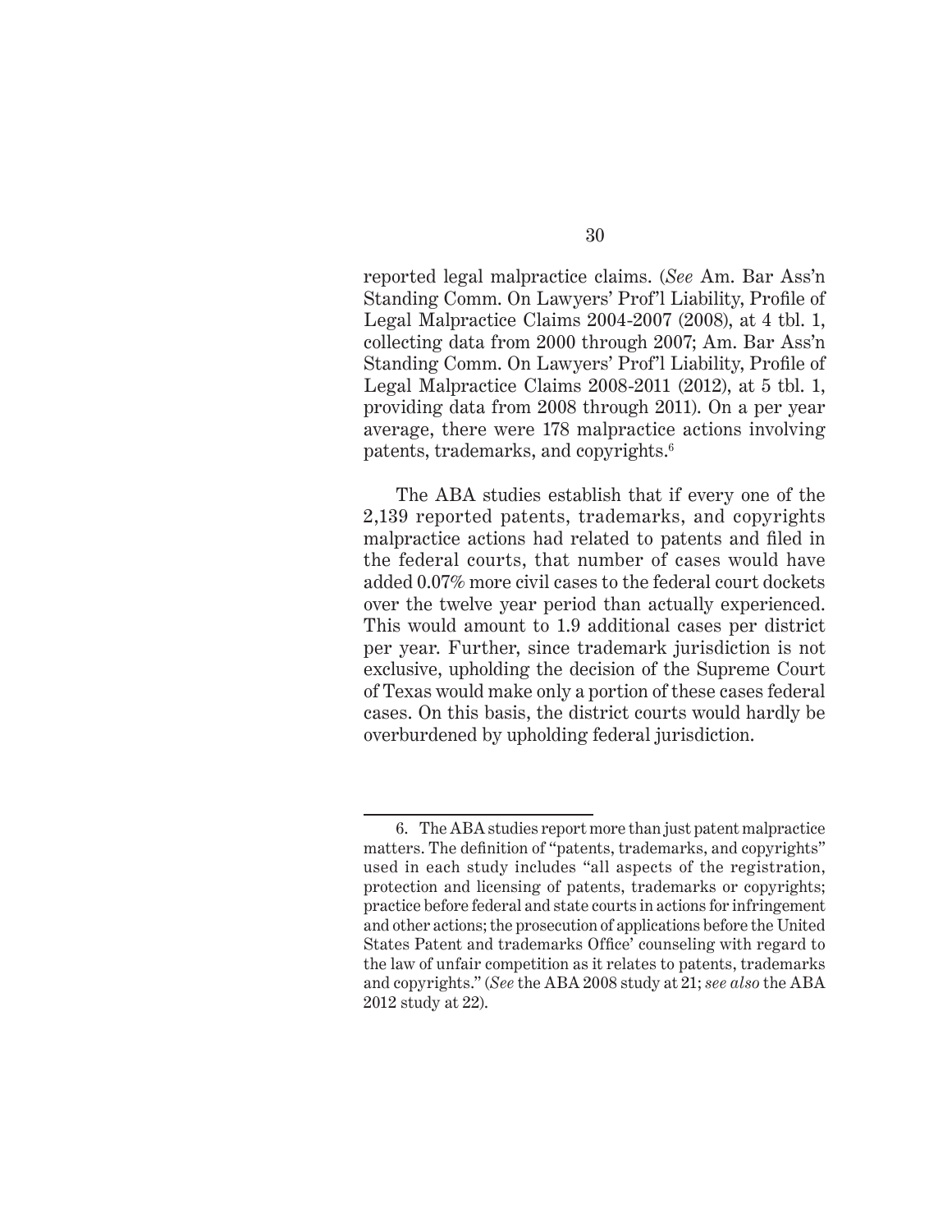reported legal malpractice claims. (*See* Am. Bar Ass'n Standing Comm. On Lawyers' Prof'l Liability, Profile of Legal Malpractice Claims 2004-2007 (2008), at 4 tbl. 1, collecting data from 2000 through 2007; Am. Bar Ass'n Standing Comm. On Lawyers' Prof'l Liability, Profile of Legal Malpractice Claims 2008-2011 (2012), at 5 tbl. 1, providing data from 2008 through 2011). On a per year average, there were 178 malpractice actions involving patents, trademarks, and copyrights.[6]

The ABA studies establish that if every one of the 2,139 reported patents, trademarks, and copyrights malpractice actions had related to patents and filed in the federal courts, that number of cases would have added 0.07% more civil cases to the federal court dockets over the twelve year period than actually experienced. This would amount to 1.9 additional cases per district per year. Further, since trademark jurisdiction is not exclusive, upholding the decision of the Supreme Court of Texas would make only a portion of these cases federal cases. On this basis, the district courts would hardly be overburdened by upholding federal jurisdiction.

---

6. The ABA studies report more than just patent malpractice matters. The definition of "patents, trademarks, and copyrights" used in each study includes "all aspects of the registration, protection and licensing of patents, trademarks or copyrights; practice before federal and state courts in actions for infringement and other actions; the prosecution of applications before the United States Patent and trademarks Office' counseling with regard to the law of unfair competition as it relates to patents, trademarks and copyrights." (*See* the ABA 2008 study at 21; *see also* the ABA 2012 study at 22).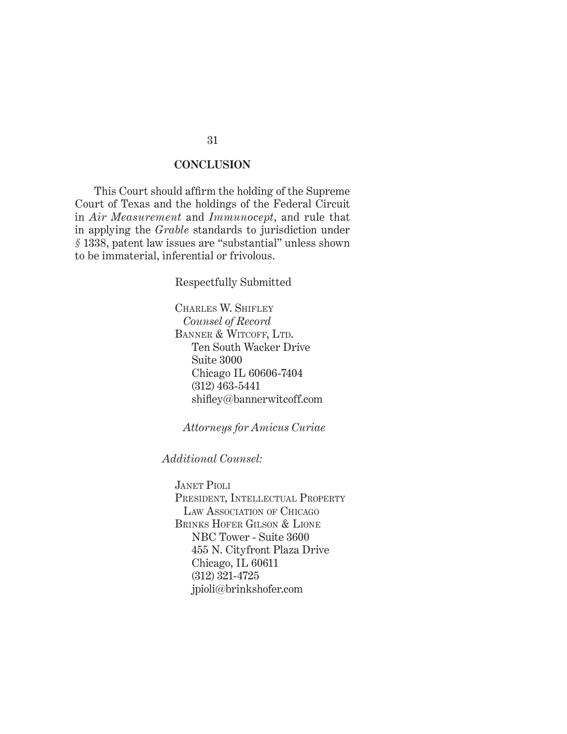## CONCLUSION

This Court should affirm the holding of the Supreme Court of Texas and the holdings of the Federal Circuit in *Air Measurement* and *Immunocept*, and rule that in applying the *Grable* standards to jurisdiction under *§* 1338, patent law issues are "substantial" unless shown to be immaterial, inferential or frivolous.

Respectfully Submitted

CHARLES W. SHIFLEY
*Counsel of Record*
BANNER & WITCOFF, LTD.
Ten South Wacker Drive
Suite 3000
Chicago IL 60606-7404
(312) 463-5441
shifley@bannerwitcoff.com

*Attorneys for Amicus Curiae*

*Additional Counsel:*

JANET PIOLI
PRESIDENT, INTELLECTUAL PROPERTY LAW ASSOCIATION OF CHICAGO
BRINKS HOFER GILSON & LIONE
NBC Tower - Suite 3600
455 N. Cityfront Plaza Drive
Chicago, IL 60611
(312) 321-4725
jpioli@brinkshofer.com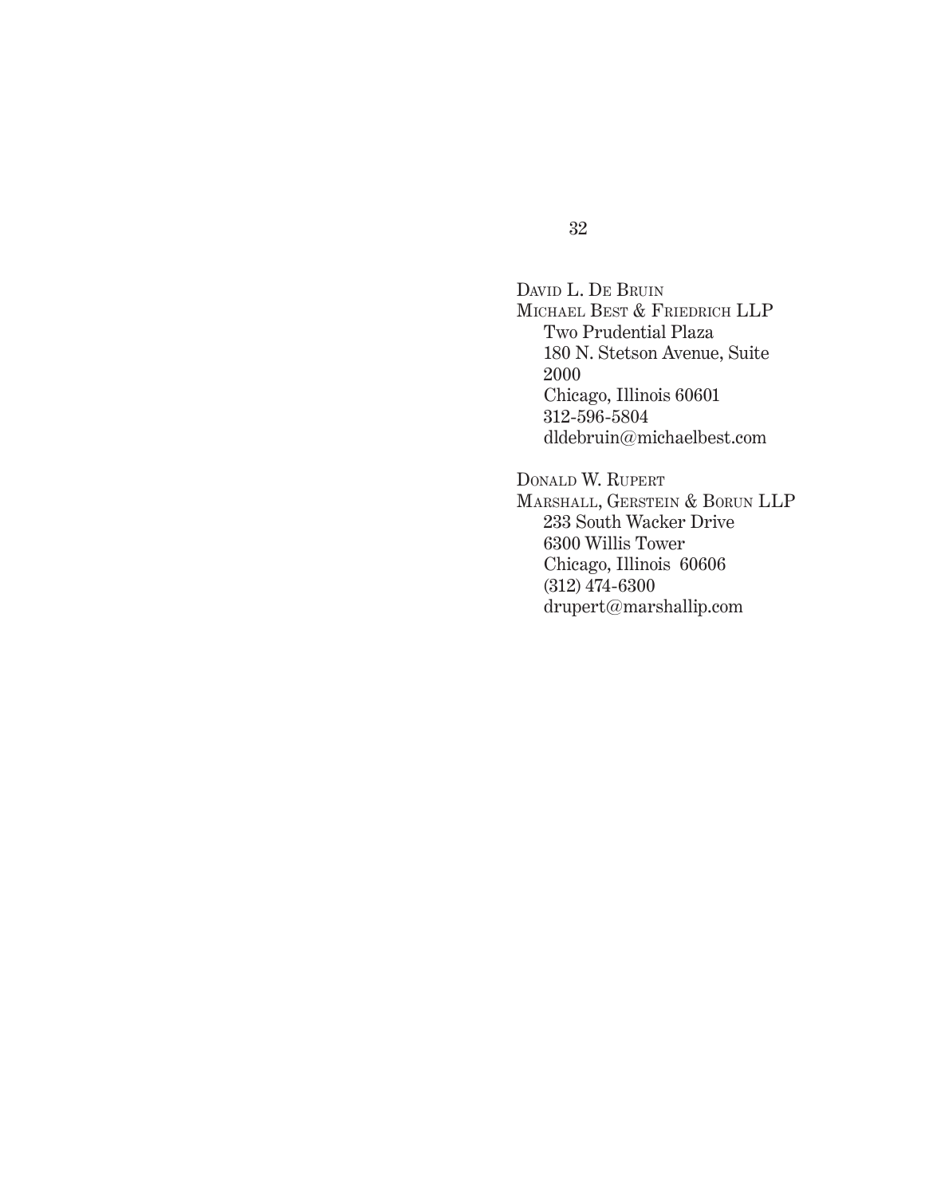David L. De Bruin
Michael Best & Friedrich LLP
Two Prudential Plaza
180 N. Stetson Avenue, Suite 2000
Chicago, Illinois 60601
312-596-5804
dldebruin@michaelbest.com

Donald W. Rupert
Marshall, Gerstein & Borun LLP
233 South Wacker Drive
6300 Willis Tower
Chicago, Illinois 60606
(312) 474-6300
drupert@marshallip.com